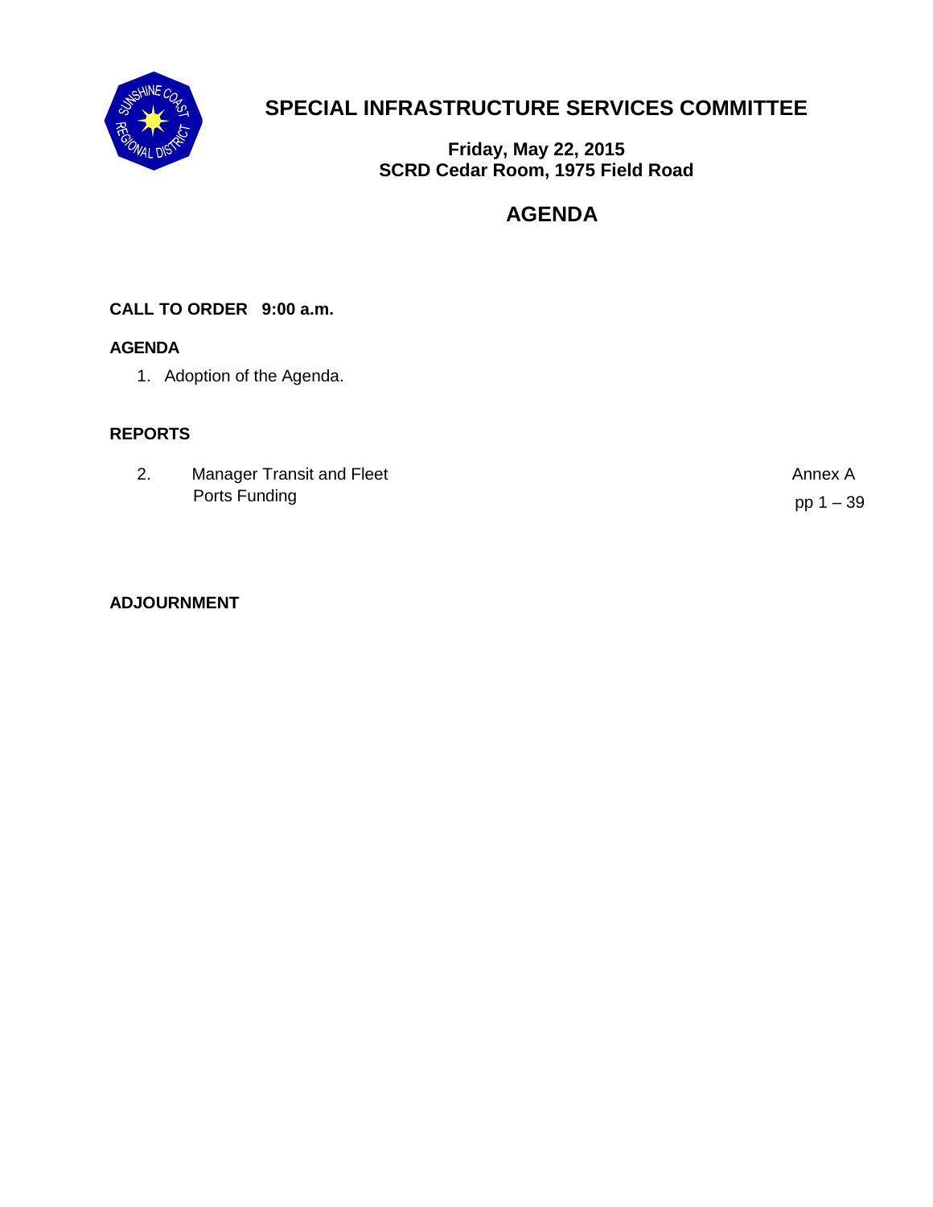# SPECIAL INFRASTRUCTURE SERVICES COMMITTEE

**Friday, May 22, 2015**
**SCRD Cedar Room, 1975 Field Road**

## AGENDA

**CALL TO ORDER 9:00 a.m.**

**AGENDA**

1. Adoption of the Agenda.

**REPORTS**

| | | |
|---|---|---|
| 2. | Manager Transit and Fleet<br>Ports Funding | Annex A<br>pp 1 – 39 |

**ADJOURNMENT**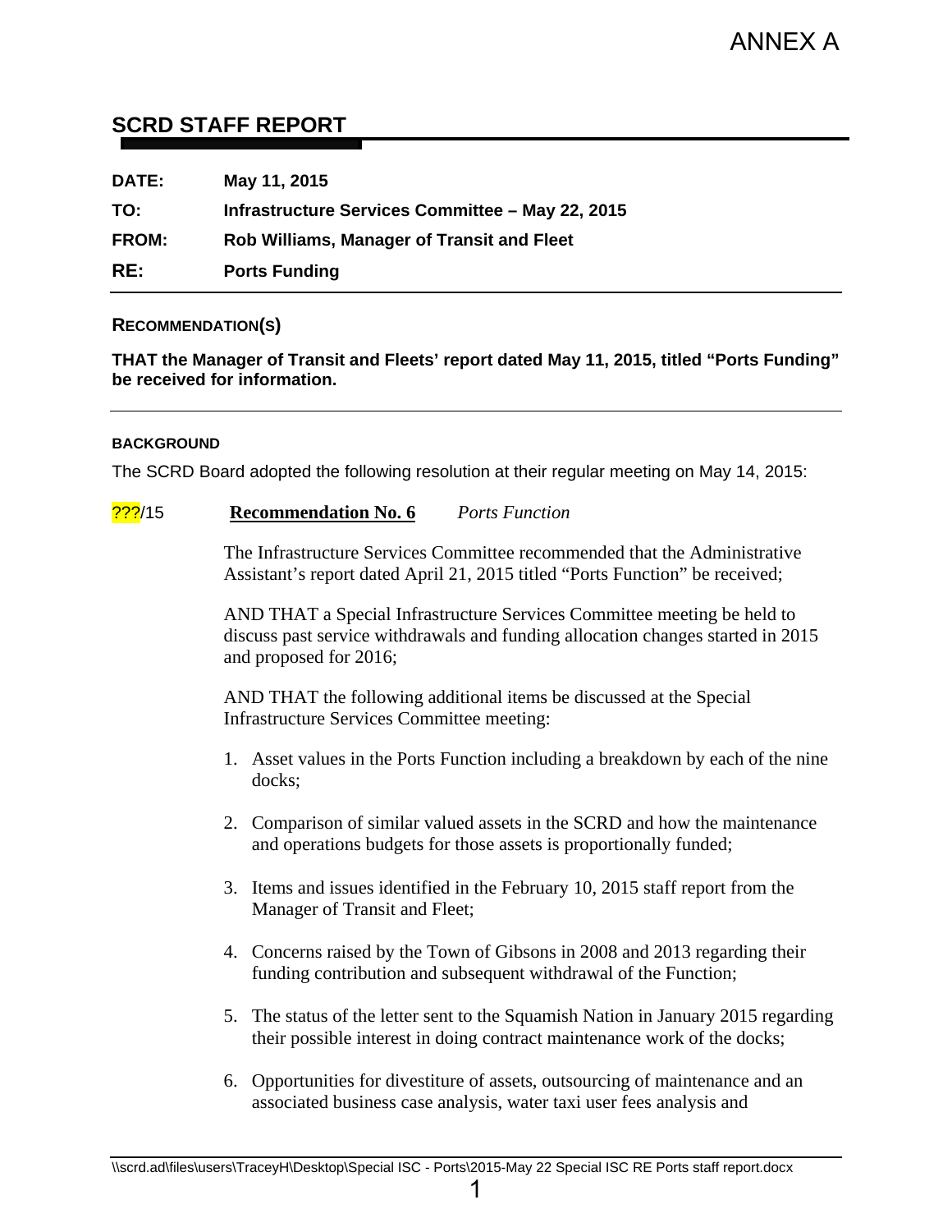ANNEX A

# SCRD STAFF REPORT

**DATE:** May 11, 2015

**TO:** Infrastructure Services Committee – May 22, 2015

**FROM:** Rob Williams, Manager of Transit and Fleet

**RE:** Ports Funding

## RECOMMENDATION(S)

**THAT the Manager of Transit and Fleets' report dated May 11, 2015, titled "Ports Funding" be received for information.**

### BACKGROUND

The SCRD Board adopted the following resolution at their regular meeting on May 14, 2015:

???/15 **Recommendation No. 6** *Ports Function*

The Infrastructure Services Committee recommended that the Administrative Assistant's report dated April 21, 2015 titled "Ports Function" be received;

AND THAT a Special Infrastructure Services Committee meeting be held to discuss past service withdrawals and funding allocation changes started in 2015 and proposed for 2016;

AND THAT the following additional items be discussed at the Special Infrastructure Services Committee meeting:

1. Asset values in the Ports Function including a breakdown by each of the nine docks;
2. Comparison of similar valued assets in the SCRD and how the maintenance and operations budgets for those assets is proportionally funded;
3. Items and issues identified in the February 10, 2015 staff report from the Manager of Transit and Fleet;
4. Concerns raised by the Town of Gibsons in 2008 and 2013 regarding their funding contribution and subsequent withdrawal of the Function;
5. The status of the letter sent to the Squamish Nation in January 2015 regarding their possible interest in doing contract maintenance work of the docks;
6. Opportunities for divestiture of assets, outsourcing of maintenance and an associated business case analysis, water taxi user fees analysis and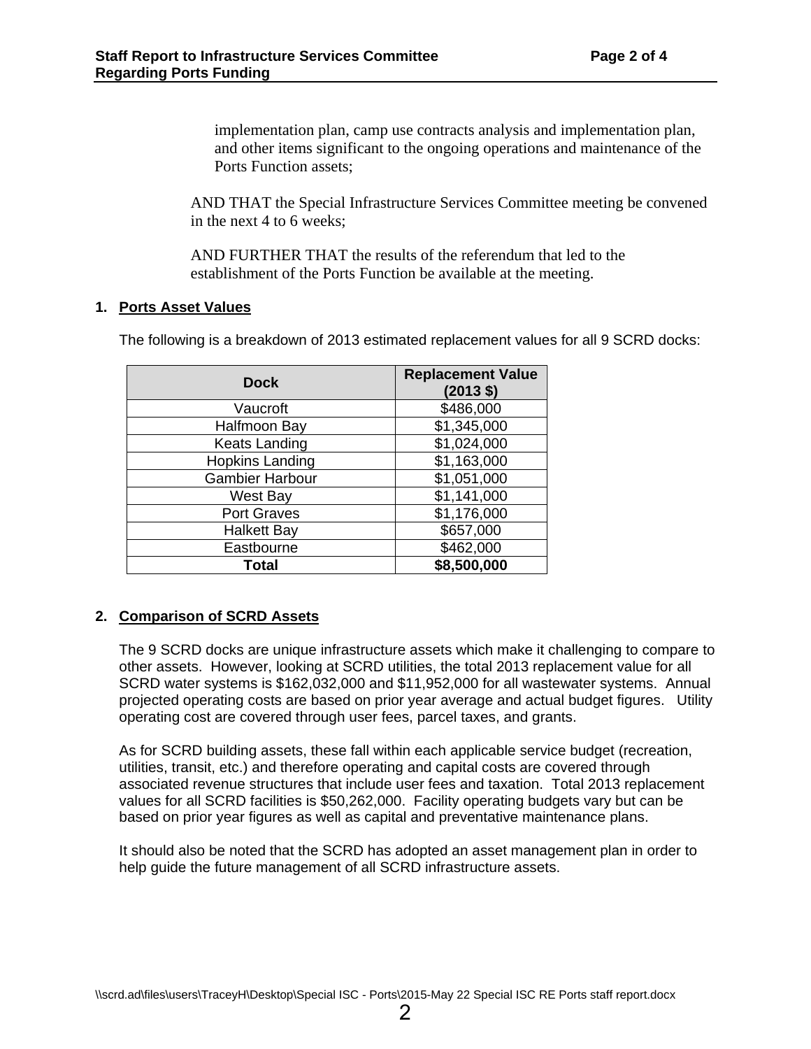implementation plan, camp use contracts analysis and implementation plan, and other items significant to the ongoing operations and maintenance of the Ports Function assets;

AND THAT the Special Infrastructure Services Committee meeting be convened in the next 4 to 6 weeks;

AND FURTHER THAT the results of the referendum that led to the establishment of the Ports Function be available at the meeting.

## 1. Ports Asset Values

The following is a breakdown of 2013 estimated replacement values for all 9 SCRD docks:

| Dock | Replacement Value (2013 $) |
|---|---|
| Vaucroft | $486,000 |
| Halfmoon Bay | $1,345,000 |
| Keats Landing | $1,024,000 |
| Hopkins Landing | $1,163,000 |
| Gambier Harbour | $1,051,000 |
| West Bay | $1,141,000 |
| Port Graves | $1,176,000 |
| Halkett Bay | $657,000 |
| Eastbourne | $462,000 |
| **Total** | **$8,500,000** |

## 2. Comparison of SCRD Assets

The 9 SCRD docks are unique infrastructure assets which make it challenging to compare to other assets. However, looking at SCRD utilities, the total 2013 replacement value for all SCRD water systems is $162,032,000 and $11,952,000 for all wastewater systems. Annual projected operating costs are based on prior year average and actual budget figures. Utility operating cost are covered through user fees, parcel taxes, and grants.

As for SCRD building assets, these fall within each applicable service budget (recreation, utilities, transit, etc.) and therefore operating and capital costs are covered through associated revenue structures that include user fees and taxation. Total 2013 replacement values for all SCRD facilities is $50,262,000. Facility operating budgets vary but can be based on prior year figures as well as capital and preventative maintenance plans.

It should also be noted that the SCRD has adopted an asset management plan in order to help guide the future management of all SCRD infrastructure assets.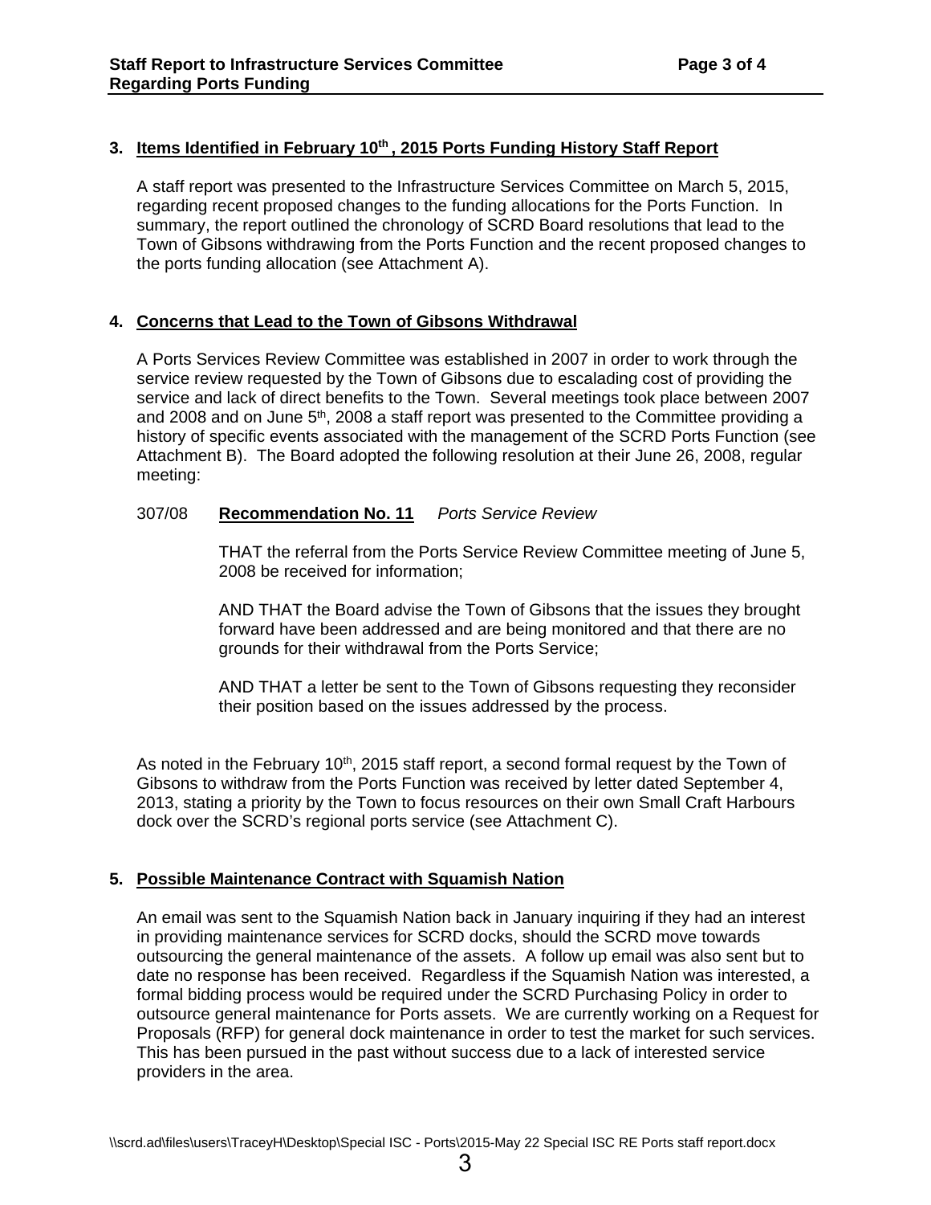## 3. Items Identified in February 10th, 2015 Ports Funding History Staff Report

A staff report was presented to the Infrastructure Services Committee on March 5, 2015, regarding recent proposed changes to the funding allocations for the Ports Function. In summary, the report outlined the chronology of SCRD Board resolutions that lead to the Town of Gibsons withdrawing from the Ports Function and the recent proposed changes to the ports funding allocation (see Attachment A).

## 4. Concerns that Lead to the Town of Gibsons Withdrawal

A Ports Services Review Committee was established in 2007 in order to work through the service review requested by the Town of Gibsons due to escalading cost of providing the service and lack of direct benefits to the Town. Several meetings took place between 2007 and 2008 and on June 5th, 2008 a staff report was presented to the Committee providing a history of specific events associated with the management of the SCRD Ports Function (see Attachment B). The Board adopted the following resolution at their June 26, 2008, regular meeting:

307/08 **Recommendation No. 11** *Ports Service Review*

> THAT the referral from the Ports Service Review Committee meeting of June 5, 2008 be received for information;
>
> AND THAT the Board advise the Town of Gibsons that the issues they brought forward have been addressed and are being monitored and that there are no grounds for their withdrawal from the Ports Service;
>
> AND THAT a letter be sent to the Town of Gibsons requesting they reconsider their position based on the issues addressed by the process.

As noted in the February 10th, 2015 staff report, a second formal request by the Town of Gibsons to withdraw from the Ports Function was received by letter dated September 4, 2013, stating a priority by the Town to focus resources on their own Small Craft Harbours dock over the SCRD's regional ports service (see Attachment C).

## 5. Possible Maintenance Contract with Squamish Nation

An email was sent to the Squamish Nation back in January inquiring if they had an interest in providing maintenance services for SCRD docks, should the SCRD move towards outsourcing the general maintenance of the assets. A follow up email was also sent but to date no response has been received. Regardless if the Squamish Nation was interested, a formal bidding process would be required under the SCRD Purchasing Policy in order to outsource general maintenance for Ports assets. We are currently working on a Request for Proposals (RFP) for general dock maintenance in order to test the market for such services. This has been pursued in the past without success due to a lack of interested service providers in the area.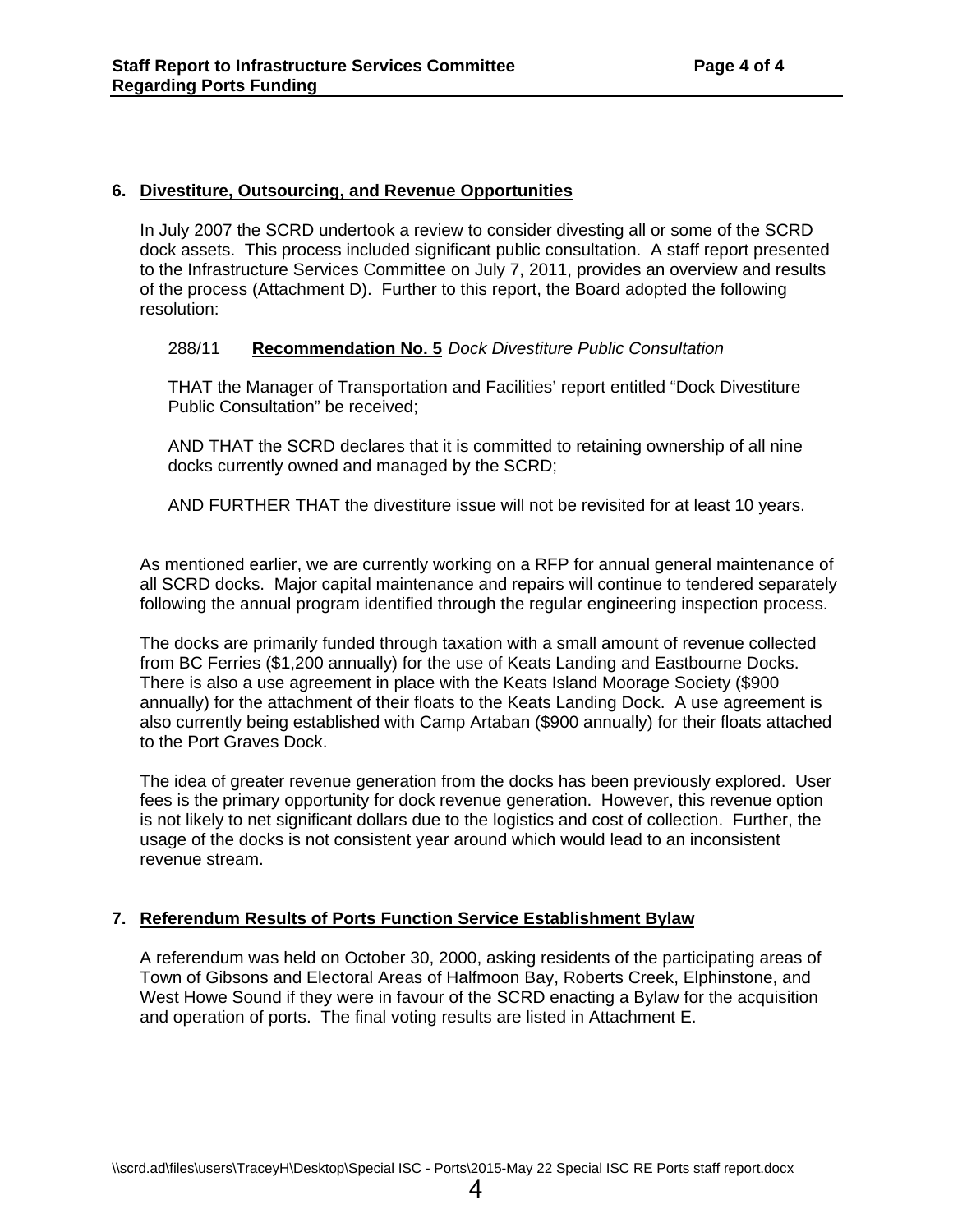## 6. Divestiture, Outsourcing, and Revenue Opportunities

In July 2007 the SCRD undertook a review to consider divesting all or some of the SCRD dock assets. This process included significant public consultation. A staff report presented to the Infrastructure Services Committee on July 7, 2011, provides an overview and results of the process (Attachment D). Further to this report, the Board adopted the following resolution:

> 288/11 **Recommendation No. 5** *Dock Divestiture Public Consultation*
>
> THAT the Manager of Transportation and Facilities' report entitled "Dock Divestiture Public Consultation" be received;
>
> AND THAT the SCRD declares that it is committed to retaining ownership of all nine docks currently owned and managed by the SCRD;
>
> AND FURTHER THAT the divestiture issue will not be revisited for at least 10 years.

As mentioned earlier, we are currently working on a RFP for annual general maintenance of all SCRD docks. Major capital maintenance and repairs will continue to tendered separately following the annual program identified through the regular engineering inspection process.

The docks are primarily funded through taxation with a small amount of revenue collected from BC Ferries ($1,200 annually) for the use of Keats Landing and Eastbourne Docks. There is also a use agreement in place with the Keats Island Moorage Society ($900 annually) for the attachment of their floats to the Keats Landing Dock. A use agreement is also currently being established with Camp Artaban ($900 annually) for their floats attached to the Port Graves Dock.

The idea of greater revenue generation from the docks has been previously explored. User fees is the primary opportunity for dock revenue generation. However, this revenue option is not likely to net significant dollars due to the logistics and cost of collection. Further, the usage of the docks is not consistent year around which would lead to an inconsistent revenue stream.

## 7. Referendum Results of Ports Function Service Establishment Bylaw

A referendum was held on October 30, 2000, asking residents of the participating areas of Town of Gibsons and Electoral Areas of Halfmoon Bay, Roberts Creek, Elphinstone, and West Howe Sound if they were in favour of the SCRD enacting a Bylaw for the acquisition and operation of ports. The final voting results are listed in Attachment E.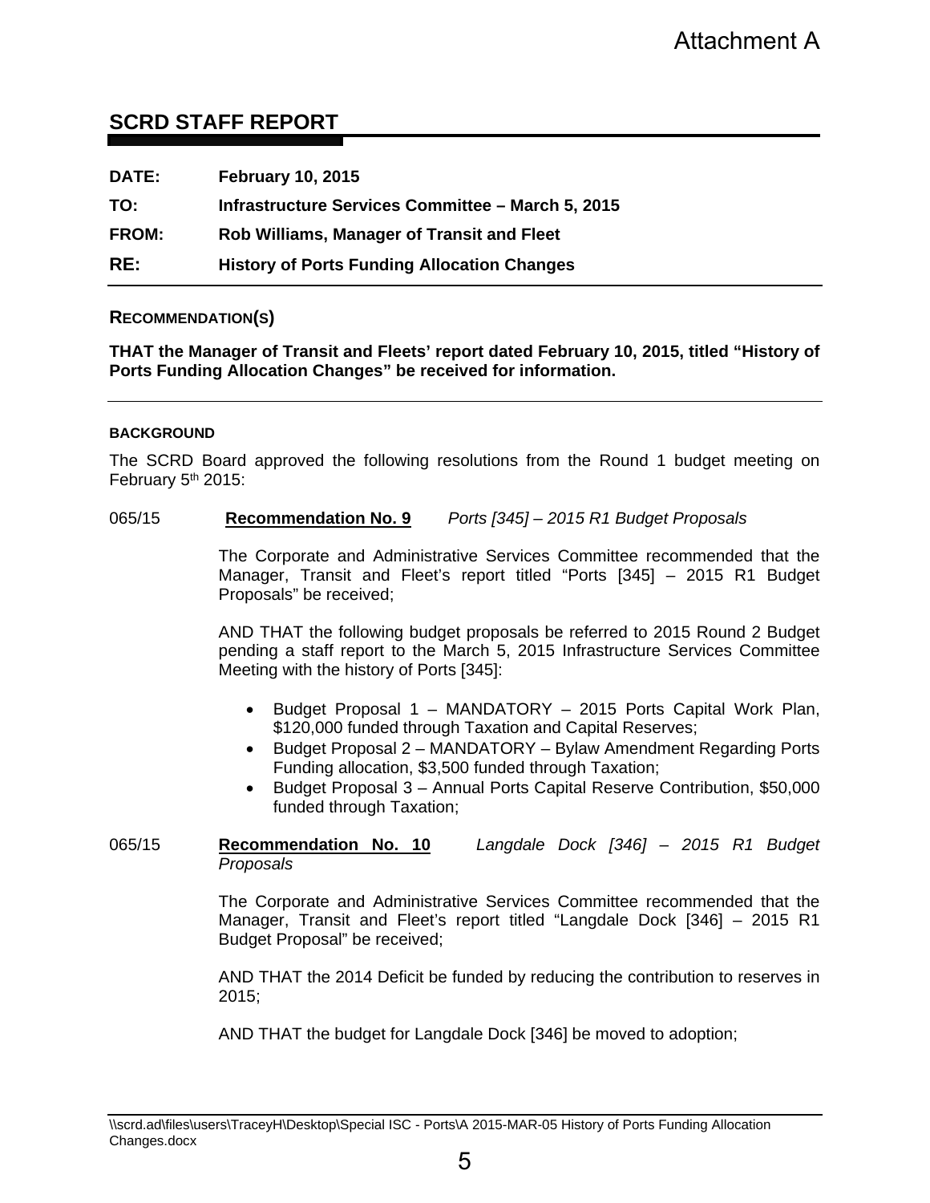Attachment A

# SCRD STAFF REPORT

**DATE:** **February 10, 2015**

**TO:** **Infrastructure Services Committee – March 5, 2015**

**FROM:** **Rob Williams, Manager of Transit and Fleet**

**RE:** **History of Ports Funding Allocation Changes**

## RECOMMENDATION(S)

**THAT the Manager of Transit and Fleets' report dated February 10, 2015, titled "History of Ports Funding Allocation Changes" be received for information.**

---

### BACKGROUND

The SCRD Board approved the following resolutions from the Round 1 budget meeting on February 5th 2015:

065/15 **Recommendation No. 9** *Ports [345] – 2015 R1 Budget Proposals*

The Corporate and Administrative Services Committee recommended that the Manager, Transit and Fleet's report titled "Ports [345] – 2015 R1 Budget Proposals" be received;

AND THAT the following budget proposals be referred to 2015 Round 2 Budget pending a staff report to the March 5, 2015 Infrastructure Services Committee Meeting with the history of Ports [345]:

- Budget Proposal 1 – MANDATORY – 2015 Ports Capital Work Plan, $120,000 funded through Taxation and Capital Reserves;
- Budget Proposal 2 – MANDATORY – Bylaw Amendment Regarding Ports Funding allocation, $3,500 funded through Taxation;
- Budget Proposal 3 – Annual Ports Capital Reserve Contribution, $50,000 funded through Taxation;

065/15 **Recommendation No. 10** *Langdale Dock [346] – 2015 R1 Budget Proposals*

The Corporate and Administrative Services Committee recommended that the Manager, Transit and Fleet's report titled "Langdale Dock [346] – 2015 R1 Budget Proposal" be received;

AND THAT the 2014 Deficit be funded by reducing the contribution to reserves in 2015;

AND THAT the budget for Langdale Dock [346] be moved to adoption;

\\scrd.ad\files\users\TraceyH\Desktop\Special ISC - Ports\A 2015-MAR-05 History of Ports Funding Allocation Changes.docx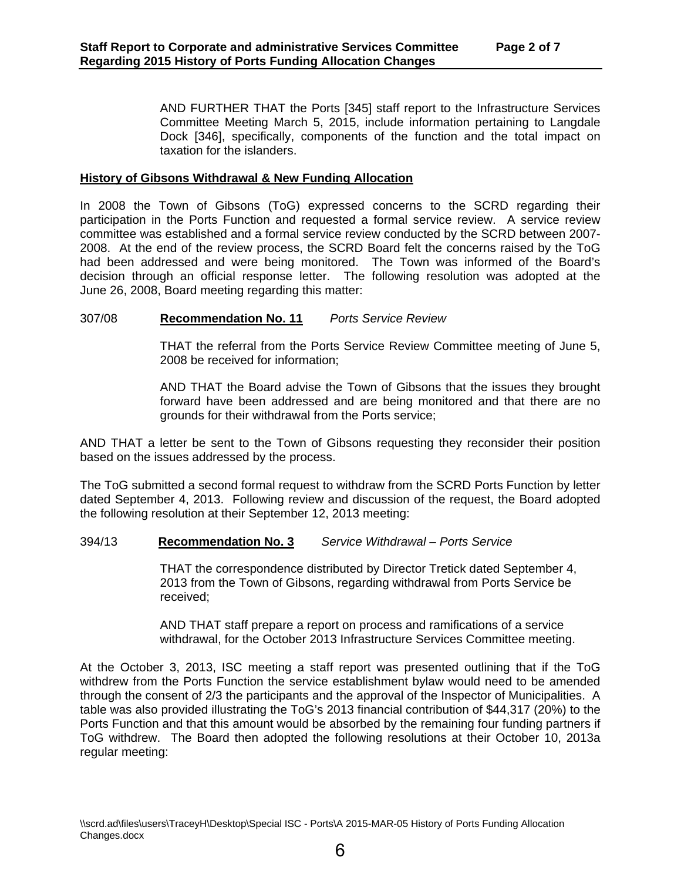AND FURTHER THAT the Ports [345] staff report to the Infrastructure Services Committee Meeting March 5, 2015, include information pertaining to Langdale Dock [346], specifically, components of the function and the total impact on taxation for the islanders.

**History of Gibsons Withdrawal & New Funding Allocation**

In 2008 the Town of Gibsons (ToG) expressed concerns to the SCRD regarding their participation in the Ports Function and requested a formal service review. A service review committee was established and a formal service review conducted by the SCRD between 2007-2008. At the end of the review process, the SCRD Board felt the concerns raised by the ToG had been addressed and were being monitored. The Town was informed of the Board's decision through an official response letter. The following resolution was adopted at the June 26, 2008, Board meeting regarding this matter:

307/08 **Recommendation No. 11** *Ports Service Review*

THAT the referral from the Ports Service Review Committee meeting of June 5, 2008 be received for information;

AND THAT the Board advise the Town of Gibsons that the issues they brought forward have been addressed and are being monitored and that there are no grounds for their withdrawal from the Ports service;

AND THAT a letter be sent to the Town of Gibsons requesting they reconsider their position based on the issues addressed by the process.

The ToG submitted a second formal request to withdraw from the SCRD Ports Function by letter dated September 4, 2013. Following review and discussion of the request, the Board adopted the following resolution at their September 12, 2013 meeting:

394/13 **Recommendation No. 3** *Service Withdrawal – Ports Service*

THAT the correspondence distributed by Director Tretick dated September 4, 2013 from the Town of Gibsons, regarding withdrawal from Ports Service be received;

AND THAT staff prepare a report on process and ramifications of a service withdrawal, for the October 2013 Infrastructure Services Committee meeting.

At the October 3, 2013, ISC meeting a staff report was presented outlining that if the ToG withdrew from the Ports Function the service establishment bylaw would need to be amended through the consent of 2/3 the participants and the approval of the Inspector of Municipalities. A table was also provided illustrating the ToG's 2013 financial contribution of $44,317 (20%) to the Ports Function and that this amount would be absorbed by the remaining four funding partners if ToG withdrew. The Board then adopted the following resolutions at their October 10, 2013a regular meeting: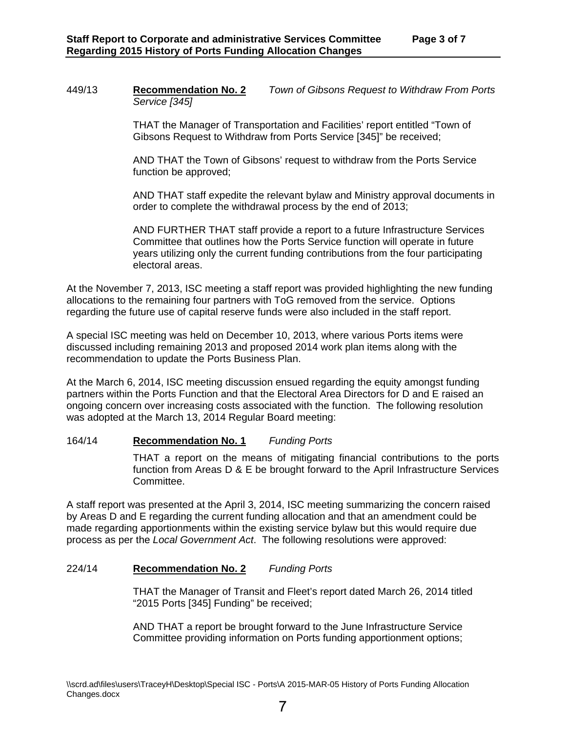449/13 **Recommendation No. 2** *Town of Gibsons Request to Withdraw From Ports Service [345]*

THAT the Manager of Transportation and Facilities' report entitled "Town of Gibsons Request to Withdraw from Ports Service [345]" be received;

AND THAT the Town of Gibsons' request to withdraw from the Ports Service function be approved;

AND THAT staff expedite the relevant bylaw and Ministry approval documents in order to complete the withdrawal process by the end of 2013;

AND FURTHER THAT staff provide a report to a future Infrastructure Services Committee that outlines how the Ports Service function will operate in future years utilizing only the current funding contributions from the four participating electoral areas.

At the November 7, 2013, ISC meeting a staff report was provided highlighting the new funding allocations to the remaining four partners with ToG removed from the service. Options regarding the future use of capital reserve funds were also included in the staff report.

A special ISC meeting was held on December 10, 2013, where various Ports items were discussed including remaining 2013 and proposed 2014 work plan items along with the recommendation to update the Ports Business Plan.

At the March 6, 2014, ISC meeting discussion ensued regarding the equity amongst funding partners within the Ports Function and that the Electoral Area Directors for D and E raised an ongoing concern over increasing costs associated with the function. The following resolution was adopted at the March 13, 2014 Regular Board meeting:

164/14 **Recommendation No. 1** *Funding Ports*

THAT a report on the means of mitigating financial contributions to the ports function from Areas D & E be brought forward to the April Infrastructure Services Committee.

A staff report was presented at the April 3, 2014, ISC meeting summarizing the concern raised by Areas D and E regarding the current funding allocation and that an amendment could be made regarding apportionments within the existing service bylaw but this would require due process as per the *Local Government Act*. The following resolutions were approved:

224/14 **Recommendation No. 2** *Funding Ports*

THAT the Manager of Transit and Fleet's report dated March 26, 2014 titled "2015 Ports [345] Funding" be received;

AND THAT a report be brought forward to the June Infrastructure Service Committee providing information on Ports funding apportionment options;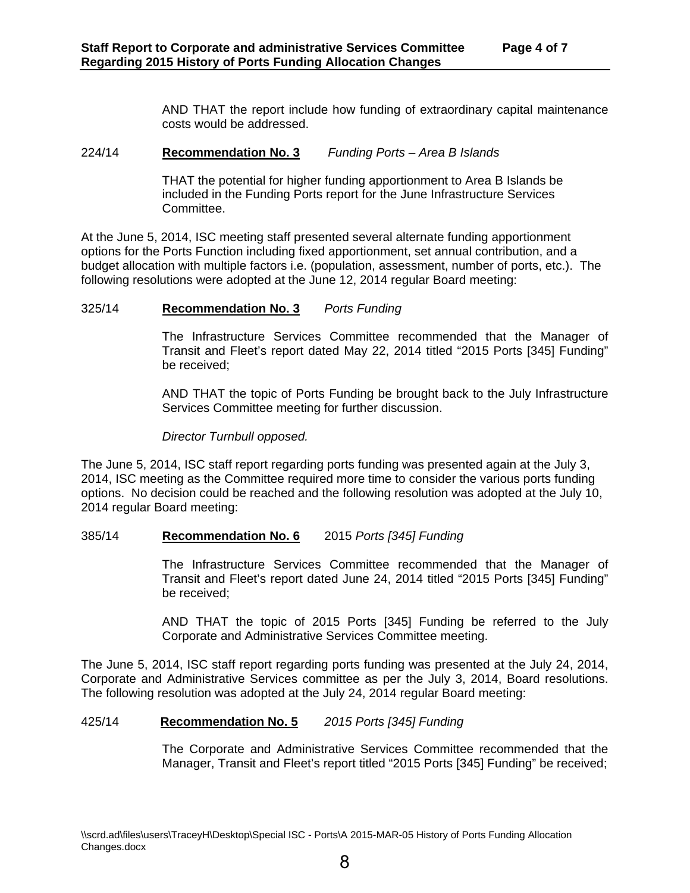AND THAT the report include how funding of extraordinary capital maintenance costs would be addressed.

224/14 **Recommendation No. 3** *Funding Ports – Area B Islands*

THAT the potential for higher funding apportionment to Area B Islands be included in the Funding Ports report for the June Infrastructure Services Committee.

At the June 5, 2014, ISC meeting staff presented several alternate funding apportionment options for the Ports Function including fixed apportionment, set annual contribution, and a budget allocation with multiple factors i.e. (population, assessment, number of ports, etc.). The following resolutions were adopted at the June 12, 2014 regular Board meeting:

325/14 **Recommendation No. 3** *Ports Funding*

The Infrastructure Services Committee recommended that the Manager of Transit and Fleet's report dated May 22, 2014 titled "2015 Ports [345] Funding" be received;

AND THAT the topic of Ports Funding be brought back to the July Infrastructure Services Committee meeting for further discussion.

*Director Turnbull opposed.*

The June 5, 2014, ISC staff report regarding ports funding was presented again at the July 3, 2014, ISC meeting as the Committee required more time to consider the various ports funding options. No decision could be reached and the following resolution was adopted at the July 10, 2014 regular Board meeting:

385/14 **Recommendation No. 6** 2015 *Ports [345] Funding*

The Infrastructure Services Committee recommended that the Manager of Transit and Fleet's report dated June 24, 2014 titled "2015 Ports [345] Funding" be received;

AND THAT the topic of 2015 Ports [345] Funding be referred to the July Corporate and Administrative Services Committee meeting.

The June 5, 2014, ISC staff report regarding ports funding was presented at the July 24, 2014, Corporate and Administrative Services committee as per the July 3, 2014, Board resolutions. The following resolution was adopted at the July 24, 2014 regular Board meeting:

425/14 **Recommendation No. 5** *2015 Ports [345] Funding*

The Corporate and Administrative Services Committee recommended that the Manager, Transit and Fleet's report titled "2015 Ports [345] Funding" be received;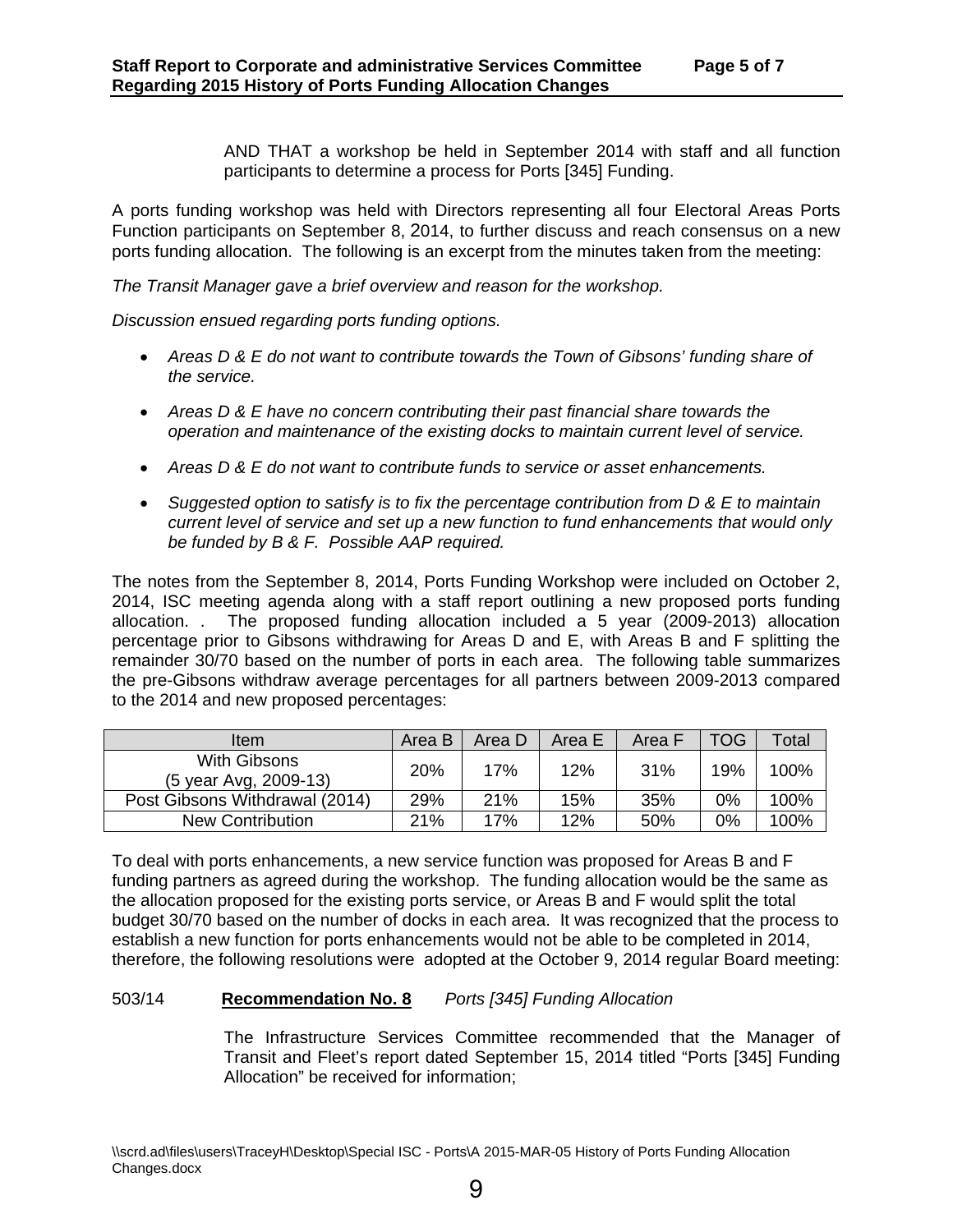AND THAT a workshop be held in September 2014 with staff and all function participants to determine a process for Ports [345] Funding.

A ports funding workshop was held with Directors representing all four Electoral Areas Ports Function participants on September 8, 2014, to further discuss and reach consensus on a new ports funding allocation. The following is an excerpt from the minutes taken from the meeting:

*The Transit Manager gave a brief overview and reason for the workshop.*

*Discussion ensued regarding ports funding options.*

- *Areas D & E do not want to contribute towards the Town of Gibsons' funding share of the service.*
- *Areas D & E have no concern contributing their past financial share towards the operation and maintenance of the existing docks to maintain current level of service.*
- *Areas D & E do not want to contribute funds to service or asset enhancements.*
- *Suggested option to satisfy is to fix the percentage contribution from D & E to maintain current level of service and set up a new function to fund enhancements that would only be funded by B & F. Possible AAP required.*

The notes from the September 8, 2014, Ports Funding Workshop were included on October 2, 2014, ISC meeting agenda along with a staff report outlining a new proposed ports funding allocation. . The proposed funding allocation included a 5 year (2009-2013) allocation percentage prior to Gibsons withdrawing for Areas D and E, with Areas B and F splitting the remainder 30/70 based on the number of ports in each area. The following table summarizes the pre-Gibsons withdraw average percentages for all partners between 2009-2013 compared to the 2014 and new proposed percentages:

| Item | Area B | Area D | Area E | Area F | TOG | Total |
|---|---|---|---|---|---|---|
| With Gibsons (5 year Avg, 2009-13) | 20% | 17% | 12% | 31% | 19% | 100% |
| Post Gibsons Withdrawal (2014) | 29% | 21% | 15% | 35% | 0% | 100% |
| New Contribution | 21% | 17% | 12% | 50% | 0% | 100% |

To deal with ports enhancements, a new service function was proposed for Areas B and F funding partners as agreed during the workshop. The funding allocation would be the same as the allocation proposed for the existing ports service, or Areas B and F would split the total budget 30/70 based on the number of docks in each area. It was recognized that the process to establish a new function for ports enhancements would not be able to be completed in 2014, therefore, the following resolutions were adopted at the October 9, 2014 regular Board meeting:

503/14 **Recommendation No. 8** *Ports [345] Funding Allocation*

The Infrastructure Services Committee recommended that the Manager of Transit and Fleet's report dated September 15, 2014 titled "Ports [345] Funding Allocation" be received for information;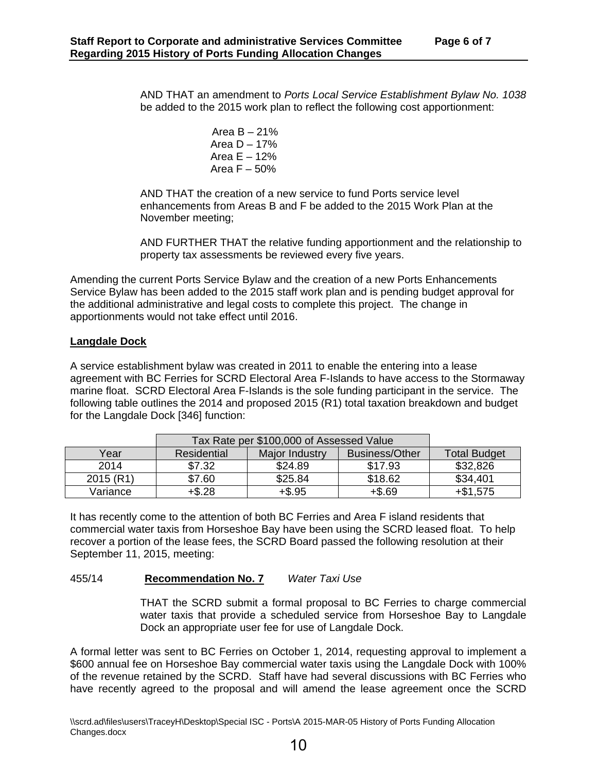AND THAT an amendment to *Ports Local Service Establishment Bylaw No. 1038* be added to the 2015 work plan to reflect the following cost apportionment:

Area B – 21%
Area D – 17%
Area E – 12%
Area F – 50%

AND THAT the creation of a new service to fund Ports service level enhancements from Areas B and F be added to the 2015 Work Plan at the November meeting;

AND FURTHER THAT the relative funding apportionment and the relationship to property tax assessments be reviewed every five years.

Amending the current Ports Service Bylaw and the creation of a new Ports Enhancements Service Bylaw has been added to the 2015 staff work plan and is pending budget approval for the additional administrative and legal costs to complete this project. The change in apportionments would not take effect until 2016.

**Langdale Dock**

A service establishment bylaw was created in 2011 to enable the entering into a lease agreement with BC Ferries for SCRD Electoral Area F-Islands to have access to the Stormaway marine float. SCRD Electoral Area F-Islands is the sole funding participant in the service. The following table outlines the 2014 and proposed 2015 (R1) total taxation breakdown and budget for the Langdale Dock [346] function:

| | Tax Rate per $100,000 of Assessed Value | | | |
|---|---|---|---|---|
| Year | Residential | Major Industry | Business/Other | Total Budget |
| 2014 | $7.32 | $24.89 | $17.93 | $32,826 |
| 2015 (R1) | $7.60 | $25.84 | $18.62 | $34,401 |
| Variance | +$.28 | +$.95 | +$.69 | +$1,575 |

It has recently come to the attention of both BC Ferries and Area F island residents that commercial water taxis from Horseshoe Bay have been using the SCRD leased float. To help recover a portion of the lease fees, the SCRD Board passed the following resolution at their September 11, 2015, meeting:

455/14 **Recommendation No. 7** *Water Taxi Use*

THAT the SCRD submit a formal proposal to BC Ferries to charge commercial water taxis that provide a scheduled service from Horseshoe Bay to Langdale Dock an appropriate user fee for use of Langdale Dock.

A formal letter was sent to BC Ferries on October 1, 2014, requesting approval to implement a $600 annual fee on Horseshoe Bay commercial water taxis using the Langdale Dock with 100% of the revenue retained by the SCRD. Staff have had several discussions with BC Ferries who have recently agreed to the proposal and will amend the lease agreement once the SCRD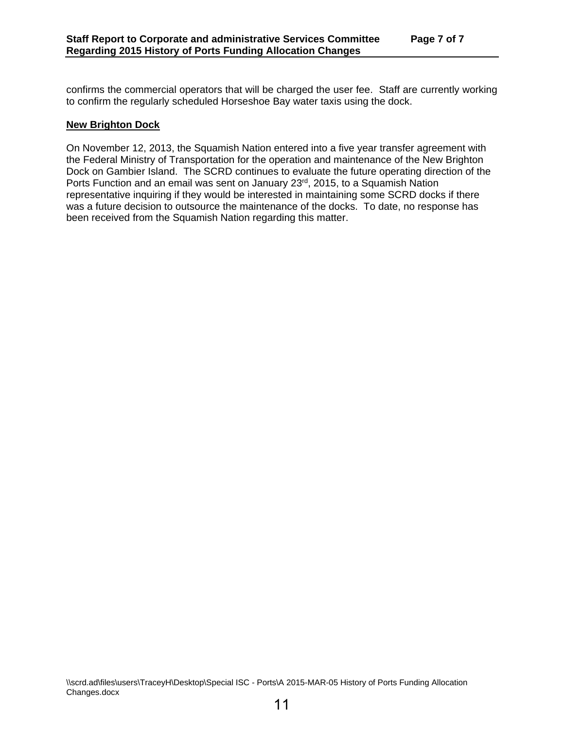confirms the commercial operators that will be charged the user fee. Staff are currently working to confirm the regularly scheduled Horseshoe Bay water taxis using the dock.

**New Brighton Dock**

On November 12, 2013, the Squamish Nation entered into a five year transfer agreement with the Federal Ministry of Transportation for the operation and maintenance of the New Brighton Dock on Gambier Island. The SCRD continues to evaluate the future operating direction of the Ports Function and an email was sent on January 23rd, 2015, to a Squamish Nation representative inquiring if they would be interested in maintaining some SCRD docks if there was a future decision to outsource the maintenance of the docks. To date, no response has been received from the Squamish Nation regarding this matter.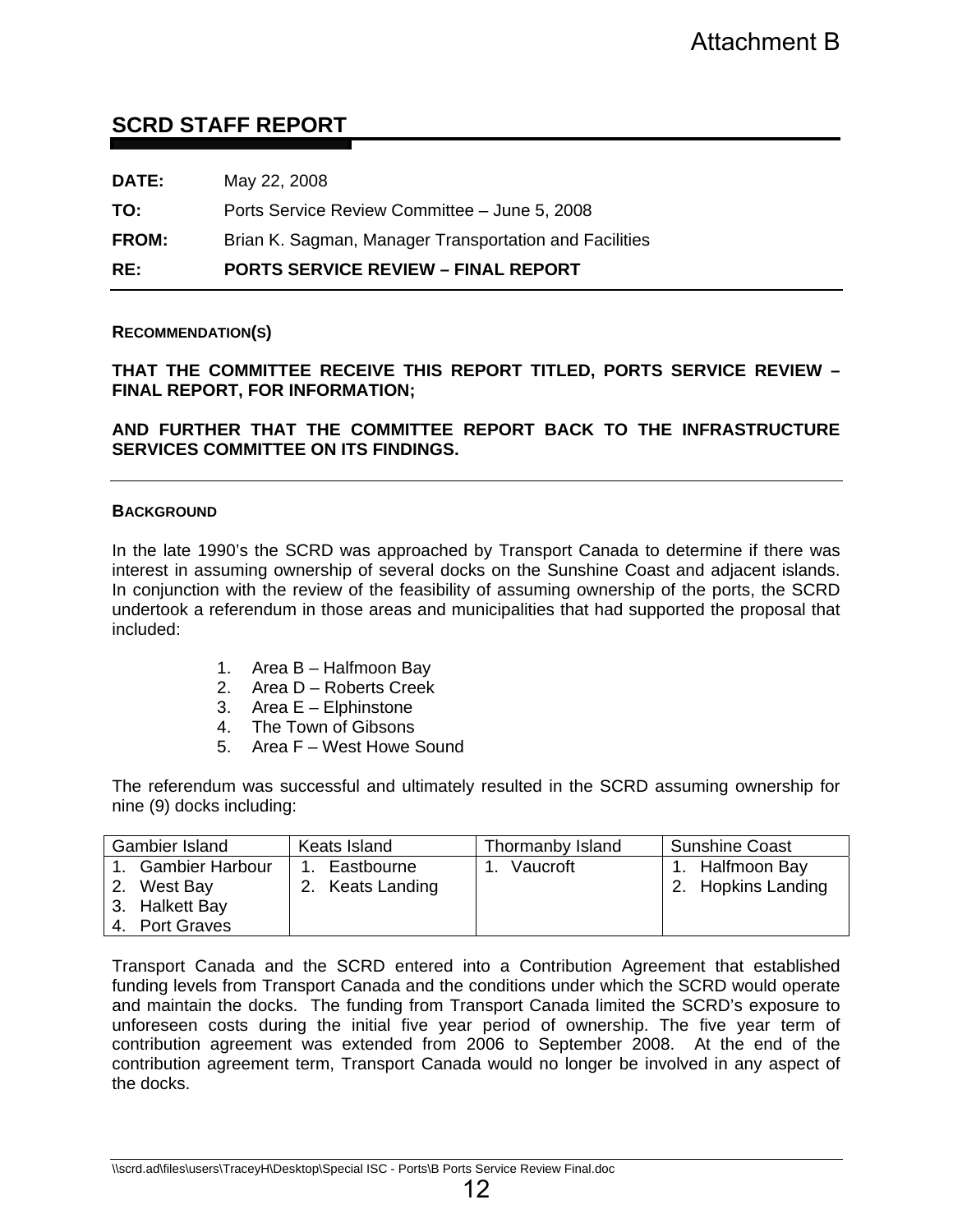Attachment B

# SCRD STAFF REPORT

**DATE:** May 22, 2008

**TO:** Ports Service Review Committee – June 5, 2008

**FROM:** Brian K. Sagman, Manager Transportation and Facilities

**RE:** **PORTS SERVICE REVIEW – FINAL REPORT**

## RECOMMENDATION(S)

**THAT THE COMMITTEE RECEIVE THIS REPORT TITLED, PORTS SERVICE REVIEW – FINAL REPORT, FOR INFORMATION;**

**AND FURTHER THAT THE COMMITTEE REPORT BACK TO THE INFRASTRUCTURE SERVICES COMMITTEE ON ITS FINDINGS.**

## BACKGROUND

In the late 1990's the SCRD was approached by Transport Canada to determine if there was interest in assuming ownership of several docks on the Sunshine Coast and adjacent islands. In conjunction with the review of the feasibility of assuming ownership of the ports, the SCRD undertook a referendum in those areas and municipalities that had supported the proposal that included:

1. Area B – Halfmoon Bay
2. Area D – Roberts Creek
3. Area E – Elphinstone
4. The Town of Gibsons
5. Area F – West Howe Sound

The referendum was successful and ultimately resulted in the SCRD assuming ownership for nine (9) docks including:

| Gambier Island | Keats Island | Thormanby Island | Sunshine Coast |
|---|---|---|---|
| 1. Gambier Harbour<br>2. West Bay<br>3. Halkett Bay<br>4. Port Graves | 1. Eastbourne<br>2. Keats Landing | 1. Vaucroft | 1. Halfmoon Bay<br>2. Hopkins Landing |

Transport Canada and the SCRD entered into a Contribution Agreement that established funding levels from Transport Canada and the conditions under which the SCRD would operate and maintain the docks. The funding from Transport Canada limited the SCRD's exposure to unforeseen costs during the initial five year period of ownership. The five year term of contribution agreement was extended from 2006 to September 2008. At the end of the contribution agreement term, Transport Canada would no longer be involved in any aspect of the docks.

\\scrd.ad\files\users\TraceyH\Desktop\Special ISC - Ports\B Ports Service Review Final.doc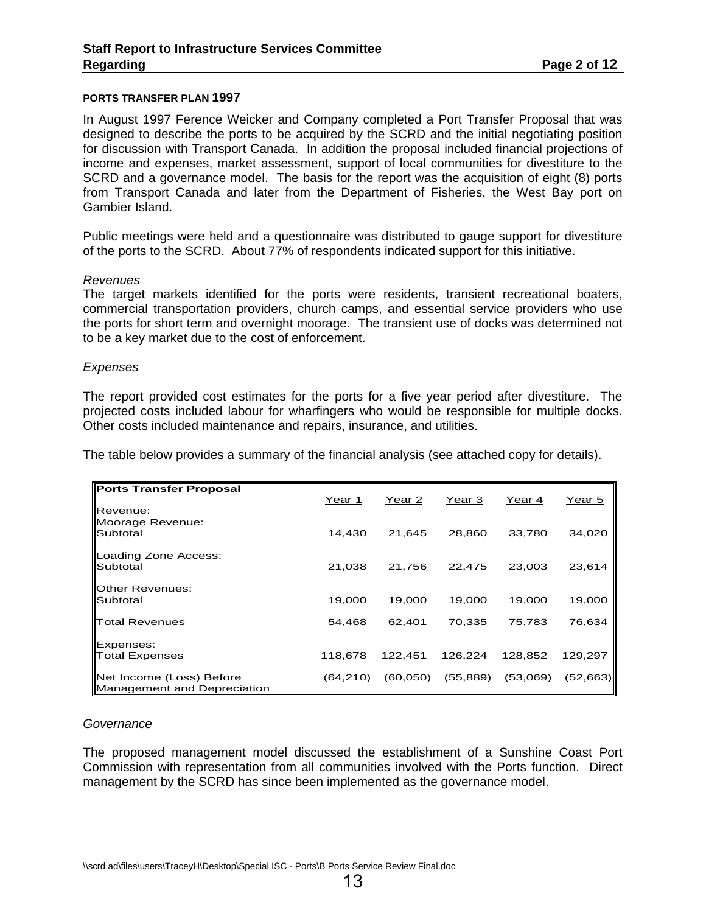## PORTS TRANSFER PLAN 1997

In August 1997 Ference Weicker and Company completed a Port Transfer Proposal that was designed to describe the ports to be acquired by the SCRD and the initial negotiating position for discussion with Transport Canada. In addition the proposal included financial projections of income and expenses, market assessment, support of local communities for divestiture to the SCRD and a governance model. The basis for the report was the acquisition of eight (8) ports from Transport Canada and later from the Department of Fisheries, the West Bay port on Gambier Island.

Public meetings were held and a questionnaire was distributed to gauge support for divestiture of the ports to the SCRD. About 77% of respondents indicated support for this initiative.

*Revenues*

The target markets identified for the ports were residents, transient recreational boaters, commercial transportation providers, church camps, and essential service providers who use the ports for short term and overnight moorage. The transient use of docks was determined not to be a key market due to the cost of enforcement.

*Expenses*

The report provided cost estimates for the ports for a five year period after divestiture. The projected costs included labour for wharfingers who would be responsible for multiple docks. Other costs included maintenance and repairs, insurance, and utilities.

The table below provides a summary of the financial analysis (see attached copy for details).

| **Ports Transfer Proposal** | Year 1 | Year 2 | Year 3 | Year 4 | Year 5 |
|---|---|---|---|---|---|
| Revenue: | | | | | |
| Moorage Revenue: | | | | | |
| Subtotal | 14,430 | 21,645 | 28,860 | 33,780 | 34,020 |
| Loading Zone Access: | | | | | |
| Subtotal | 21,038 | 21,756 | 22,475 | 23,003 | 23,614 |
| Other Revenues: | | | | | |
| Subtotal | 19,000 | 19,000 | 19,000 | 19,000 | 19,000 |
| Total Revenues | 54,468 | 62,401 | 70,335 | 75,783 | 76,634 |
| Expenses: | | | | | |
| Total Expenses | 118,678 | 122,451 | 126,224 | 128,852 | 129,297 |
| Net Income (Loss) Before Management and Depreciation | (64,210) | (60,050) | (55,889) | (53,069) | (52,663) |

*Governance*

The proposed management model discussed the establishment of a Sunshine Coast Port Commission with representation from all communities involved with the Ports function. Direct management by the SCRD has since been implemented as the governance model.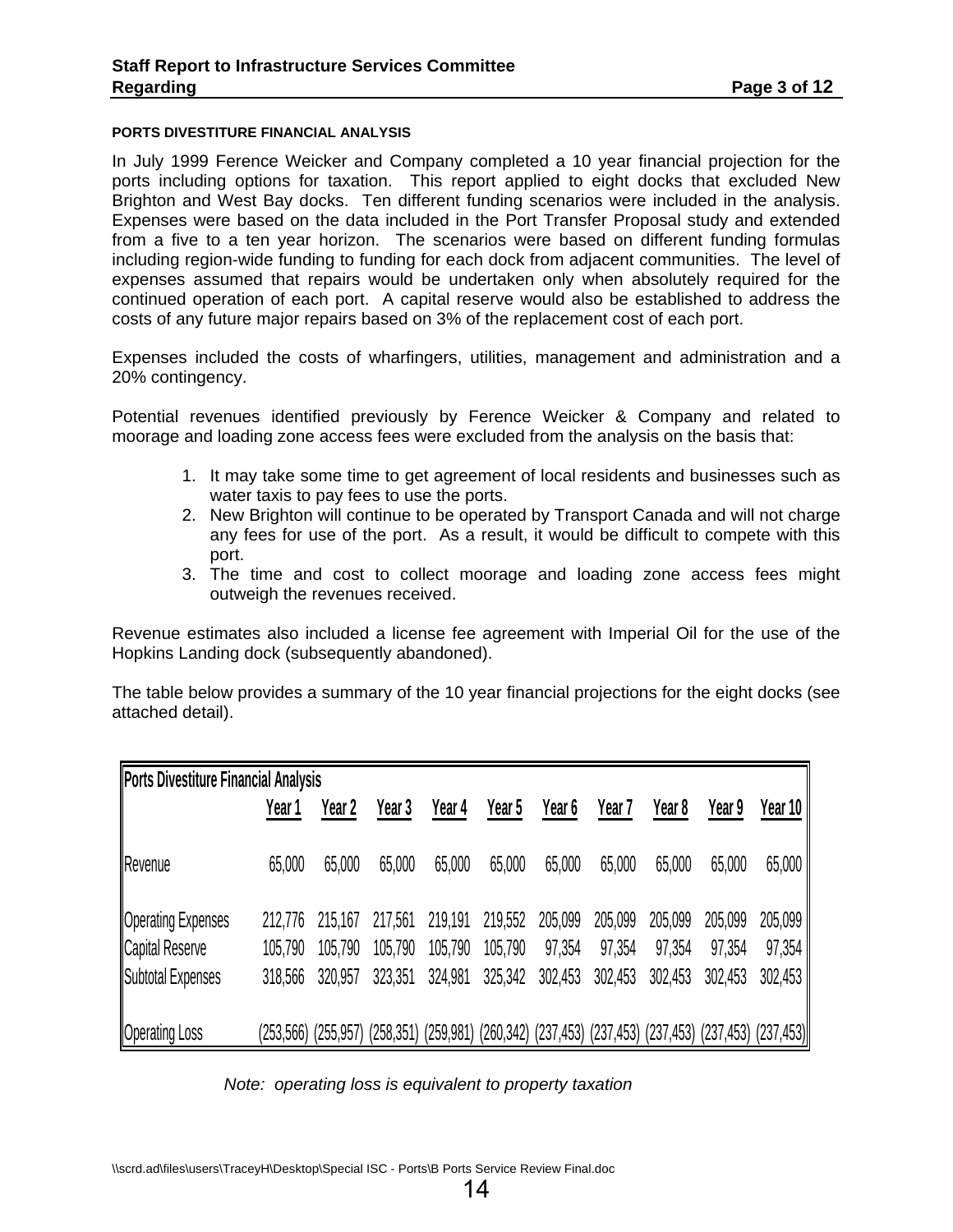#### PORTS DIVESTITURE FINANCIAL ANALYSIS

In July 1999 Ference Weicker and Company completed a 10 year financial projection for the ports including options for taxation. This report applied to eight docks that excluded New Brighton and West Bay docks. Ten different funding scenarios were included in the analysis. Expenses were based on the data included in the Port Transfer Proposal study and extended from a five to a ten year horizon. The scenarios were based on different funding formulas including region-wide funding to funding for each dock from adjacent communities. The level of expenses assumed that repairs would be undertaken only when absolutely required for the continued operation of each port. A capital reserve would also be established to address the costs of any future major repairs based on 3% of the replacement cost of each port.

Expenses included the costs of wharfingers, utilities, management and administration and a 20% contingency.

Potential revenues identified previously by Ference Weicker & Company and related to moorage and loading zone access fees were excluded from the analysis on the basis that:

1. It may take some time to get agreement of local residents and businesses such as water taxis to pay fees to use the ports.
2. New Brighton will continue to be operated by Transport Canada and will not charge any fees for use of the port. As a result, it would be difficult to compete with this port.
3. The time and cost to collect moorage and loading zone access fees might outweigh the revenues received.

Revenue estimates also included a license fee agreement with Imperial Oil for the use of the Hopkins Landing dock (subsequently abandoned).

The table below provides a summary of the 10 year financial projections for the eight docks (see attached detail).

| Ports Divestiture Financial Analysis | Year 1 | Year 2 | Year 3 | Year 4 | Year 5 | Year 6 | Year 7 | Year 8 | Year 9 | Year 10 |
|---|---|---|---|---|---|---|---|---|---|---|
| Revenue | 65,000 | 65,000 | 65,000 | 65,000 | 65,000 | 65,000 | 65,000 | 65,000 | 65,000 | 65,000 |
| Operating Expenses | 212,776 | 215,167 | 217,561 | 219,191 | 219,552 | 205,099 | 205,099 | 205,099 | 205,099 | 205,099 |
| Capital Reserve | 105,790 | 105,790 | 105,790 | 105,790 | 105,790 | 97,354 | 97,354 | 97,354 | 97,354 | 97,354 |
| Subtotal Expenses | 318,566 | 320,957 | 323,351 | 324,981 | 325,342 | 302,453 | 302,453 | 302,453 | 302,453 | 302,453 |
| Operating Loss | (253,566) | (255,957) | (258,351) | (259,981) | (260,342) | (237,453) | (237,453) | (237,453) | (237,453) | (237,453) |

*Note: operating loss is equivalent to property taxation*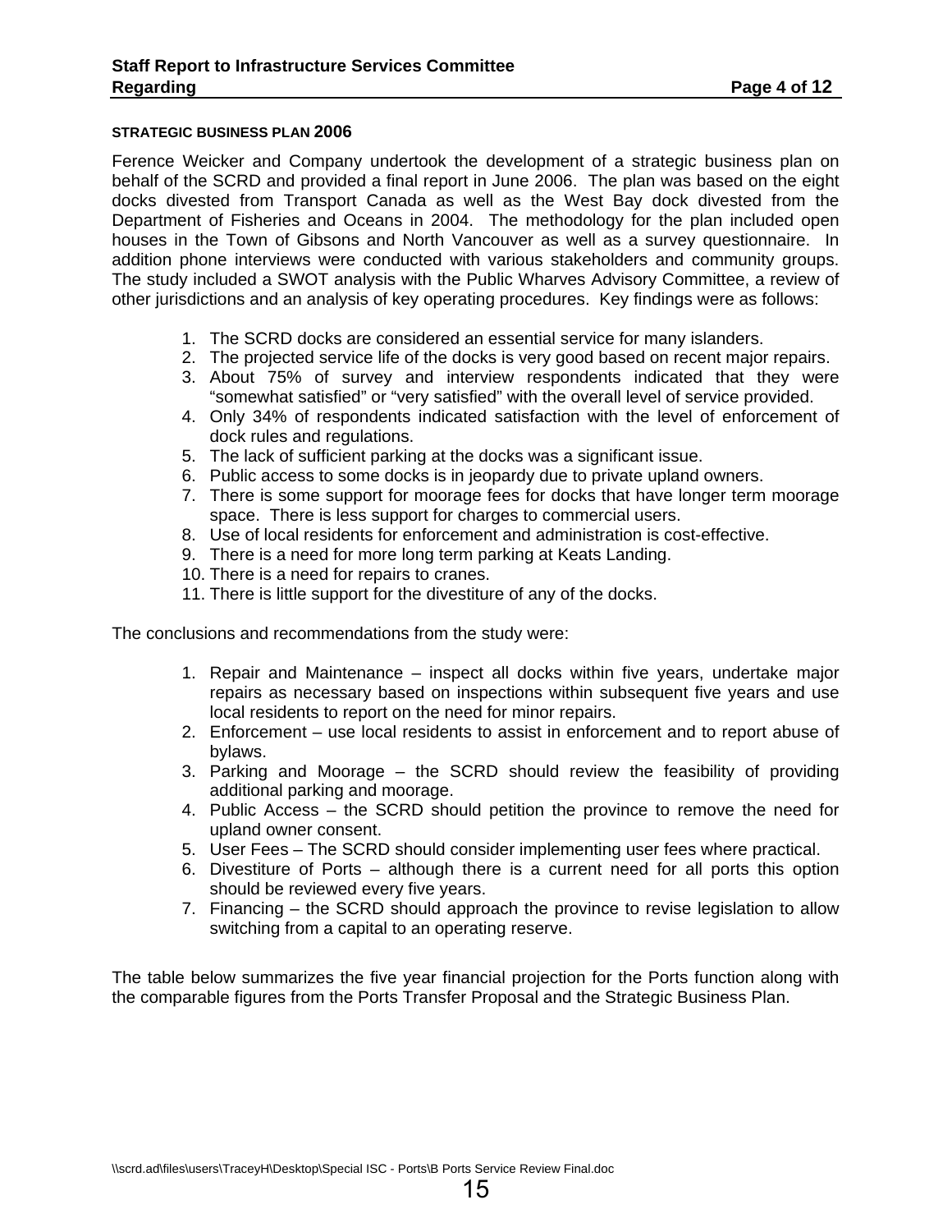### STRATEGIC BUSINESS PLAN 2006

Ference Weicker and Company undertook the development of a strategic business plan on behalf of the SCRD and provided a final report in June 2006. The plan was based on the eight docks divested from Transport Canada as well as the West Bay dock divested from the Department of Fisheries and Oceans in 2004. The methodology for the plan included open houses in the Town of Gibsons and North Vancouver as well as a survey questionnaire. In addition phone interviews were conducted with various stakeholders and community groups. The study included a SWOT analysis with the Public Wharves Advisory Committee, a review of other jurisdictions and an analysis of key operating procedures. Key findings were as follows:

1. The SCRD docks are considered an essential service for many islanders.
2. The projected service life of the docks is very good based on recent major repairs.
3. About 75% of survey and interview respondents indicated that they were "somewhat satisfied" or "very satisfied" with the overall level of service provided.
4. Only 34% of respondents indicated satisfaction with the level of enforcement of dock rules and regulations.
5. The lack of sufficient parking at the docks was a significant issue.
6. Public access to some docks is in jeopardy due to private upland owners.
7. There is some support for moorage fees for docks that have longer term moorage space. There is less support for charges to commercial users.
8. Use of local residents for enforcement and administration is cost-effective.
9. There is a need for more long term parking at Keats Landing.
10. There is a need for repairs to cranes.
11. There is little support for the divestiture of any of the docks.

The conclusions and recommendations from the study were:

1. Repair and Maintenance – inspect all docks within five years, undertake major repairs as necessary based on inspections within subsequent five years and use local residents to report on the need for minor repairs.
2. Enforcement – use local residents to assist in enforcement and to report abuse of bylaws.
3. Parking and Moorage – the SCRD should review the feasibility of providing additional parking and moorage.
4. Public Access – the SCRD should petition the province to remove the need for upland owner consent.
5. User Fees – The SCRD should consider implementing user fees where practical.
6. Divestiture of Ports – although there is a current need for all ports this option should be reviewed every five years.
7. Financing – the SCRD should approach the province to revise legislation to allow switching from a capital to an operating reserve.

The table below summarizes the five year financial projection for the Ports function along with the comparable figures from the Ports Transfer Proposal and the Strategic Business Plan.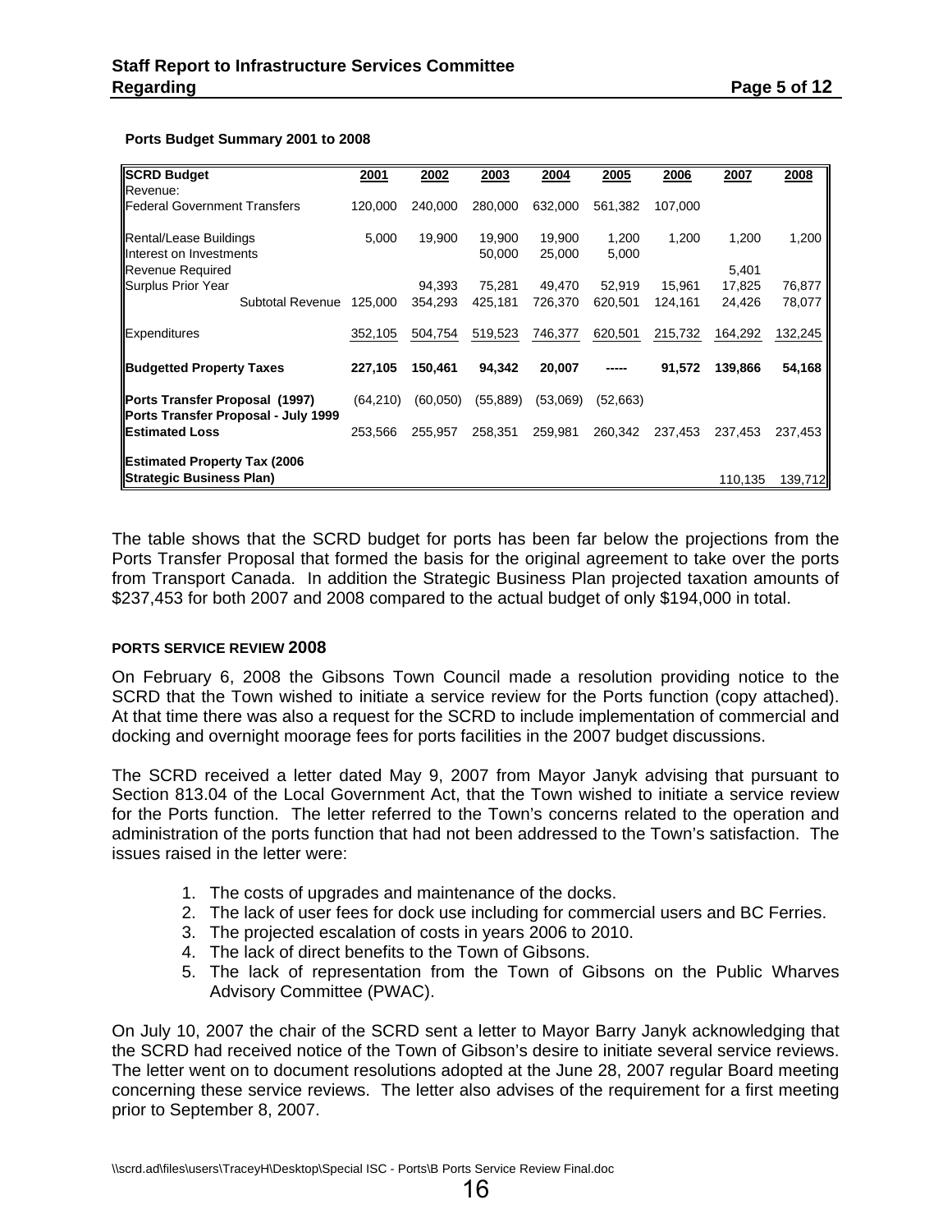**Ports Budget Summary 2001 to 2008**

| SCRD Budget | 2001 | 2002 | 2003 | 2004 | 2005 | 2006 | 2007 | 2008 |
|---|---|---|---|---|---|---|---|---|
| Revenue: | | | | | | | | |
| Federal Government Transfers | 120,000 | 240,000 | 280,000 | 632,000 | 561,382 | 107,000 | | |
| Rental/Lease Buildings | 5,000 | 19,900 | 19,900 | 19,900 | 1,200 | 1,200 | 1,200 | 1,200 |
| Interest on Investments | | | 50,000 | 25,000 | 5,000 | | | |
| Revenue Required | | | | | | | 5,401 | |
| Surplus Prior Year | | 94,393 | 75,281 | 49,470 | 52,919 | 15,961 | 17,825 | 76,877 |
| Subtotal Revenue | 125,000 | 354,293 | 425,181 | 726,370 | 620,501 | 124,161 | 24,426 | 78,077 |
| Expenditures | 352,105 | 504,754 | 519,523 | 746,377 | 620,501 | 215,732 | 164,292 | 132,245 |
| **Budgetted Property Taxes** | **227,105** | **150,461** | **94,342** | **20,007** | **-----** | **91,572** | **139,866** | **54,168** |
| **Ports Transfer Proposal (1997)** | (64,210) | (60,050) | (55,889) | (53,069) | (52,663) | | | |
| **Ports Transfer Proposal - July 1999** | | | | | | | | |
| **Estimated Loss** | 253,566 | 255,957 | 258,351 | 259,981 | 260,342 | 237,453 | 237,453 | 237,453 |
| **Estimated Property Tax (2006 Strategic Business Plan)** | | | | | | | 110,135 | 139,712 |

The table shows that the SCRD budget for ports has been far below the projections from the Ports Transfer Proposal that formed the basis for the original agreement to take over the ports from Transport Canada. In addition the Strategic Business Plan projected taxation amounts of $237,453 for both 2007 and 2008 compared to the actual budget of only $194,000 in total.

#### PORTS SERVICE REVIEW 2008

On February 6, 2008 the Gibsons Town Council made a resolution providing notice to the SCRD that the Town wished to initiate a service review for the Ports function (copy attached). At that time there was also a request for the SCRD to include implementation of commercial and docking and overnight moorage fees for ports facilities in the 2007 budget discussions.

The SCRD received a letter dated May 9, 2007 from Mayor Janyk advising that pursuant to Section 813.04 of the Local Government Act, that the Town wished to initiate a service review for the Ports function. The letter referred to the Town's concerns related to the operation and administration of the ports function that had not been addressed to the Town's satisfaction. The issues raised in the letter were:

1. The costs of upgrades and maintenance of the docks.
2. The lack of user fees for dock use including for commercial users and BC Ferries.
3. The projected escalation of costs in years 2006 to 2010.
4. The lack of direct benefits to the Town of Gibsons.
5. The lack of representation from the Town of Gibsons on the Public Wharves Advisory Committee (PWAC).

On July 10, 2007 the chair of the SCRD sent a letter to Mayor Barry Janyk acknowledging that the SCRD had received notice of the Town of Gibson's desire to initiate several service reviews. The letter went on to document resolutions adopted at the June 28, 2007 regular Board meeting concerning these service reviews. The letter also advises of the requirement for a first meeting prior to September 8, 2007.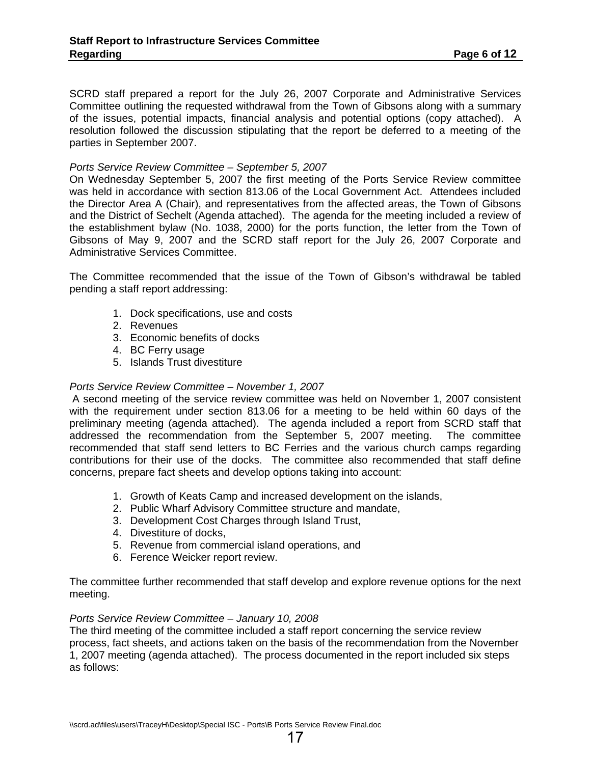SCRD staff prepared a report for the July 26, 2007 Corporate and Administrative Services Committee outlining the requested withdrawal from the Town of Gibsons along with a summary of the issues, potential impacts, financial analysis and potential options (copy attached). A resolution followed the discussion stipulating that the report be deferred to a meeting of the parties in September 2007.

*Ports Service Review Committee – September 5, 2007*

On Wednesday September 5, 2007 the first meeting of the Ports Service Review committee was held in accordance with section 813.06 of the Local Government Act. Attendees included the Director Area A (Chair), and representatives from the affected areas, the Town of Gibsons and the District of Sechelt (Agenda attached). The agenda for the meeting included a review of the establishment bylaw (No. 1038, 2000) for the ports function, the letter from the Town of Gibsons of May 9, 2007 and the SCRD staff report for the July 26, 2007 Corporate and Administrative Services Committee.

The Committee recommended that the issue of the Town of Gibson's withdrawal be tabled pending a staff report addressing:

1. Dock specifications, use and costs
2. Revenues
3. Economic benefits of docks
4. BC Ferry usage
5. Islands Trust divestiture

*Ports Service Review Committee – November 1, 2007*

A second meeting of the service review committee was held on November 1, 2007 consistent with the requirement under section 813.06 for a meeting to be held within 60 days of the preliminary meeting (agenda attached). The agenda included a report from SCRD staff that addressed the recommendation from the September 5, 2007 meeting. The committee recommended that staff send letters to BC Ferries and the various church camps regarding contributions for their use of the docks. The committee also recommended that staff define concerns, prepare fact sheets and develop options taking into account:

1. Growth of Keats Camp and increased development on the islands,
2. Public Wharf Advisory Committee structure and mandate,
3. Development Cost Charges through Island Trust,
4. Divestiture of docks,
5. Revenue from commercial island operations, and
6. Ference Weicker report review.

The committee further recommended that staff develop and explore revenue options for the next meeting.

*Ports Service Review Committee – January 10, 2008*

The third meeting of the committee included a staff report concerning the service review process, fact sheets, and actions taken on the basis of the recommendation from the November 1, 2007 meeting (agenda attached). The process documented in the report included six steps as follows: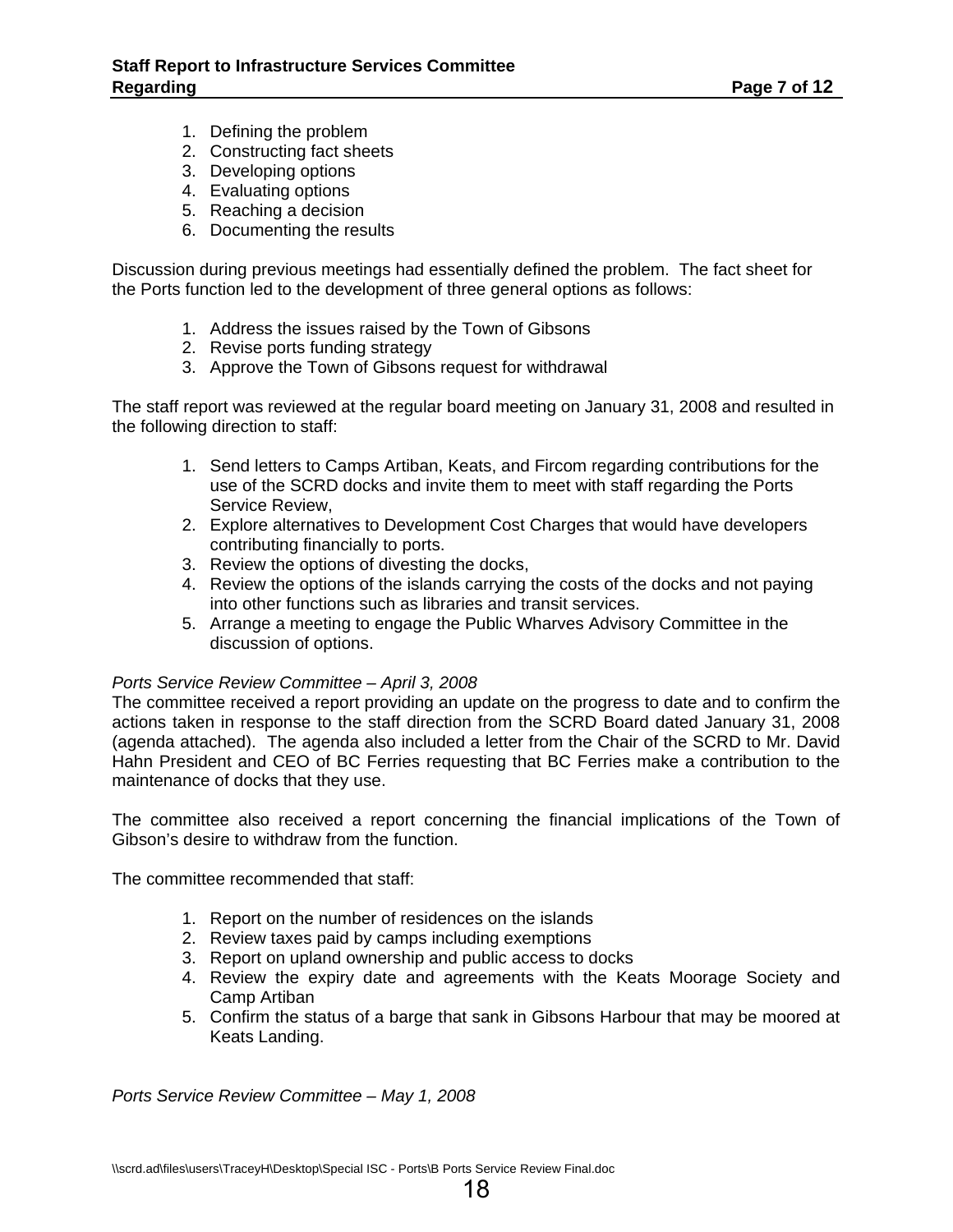1. Defining the problem
2. Constructing fact sheets
3. Developing options
4. Evaluating options
5. Reaching a decision
6. Documenting the results

Discussion during previous meetings had essentially defined the problem. The fact sheet for the Ports function led to the development of three general options as follows:

1. Address the issues raised by the Town of Gibsons
2. Revise ports funding strategy
3. Approve the Town of Gibsons request for withdrawal

The staff report was reviewed at the regular board meeting on January 31, 2008 and resulted in the following direction to staff:

1. Send letters to Camps Artiban, Keats, and Fircom regarding contributions for the use of the SCRD docks and invite them to meet with staff regarding the Ports Service Review,
2. Explore alternatives to Development Cost Charges that would have developers contributing financially to ports.
3. Review the options of divesting the docks,
4. Review the options of the islands carrying the costs of the docks and not paying into other functions such as libraries and transit services.
5. Arrange a meeting to engage the Public Wharves Advisory Committee in the discussion of options.

*Ports Service Review Committee – April 3, 2008*

The committee received a report providing an update on the progress to date and to confirm the actions taken in response to the staff direction from the SCRD Board dated January 31, 2008 (agenda attached). The agenda also included a letter from the Chair of the SCRD to Mr. David Hahn President and CEO of BC Ferries requesting that BC Ferries make a contribution to the maintenance of docks that they use.

The committee also received a report concerning the financial implications of the Town of Gibson's desire to withdraw from the function.

The committee recommended that staff:

1. Report on the number of residences on the islands
2. Review taxes paid by camps including exemptions
3. Report on upland ownership and public access to docks
4. Review the expiry date and agreements with the Keats Moorage Society and Camp Artiban
5. Confirm the status of a barge that sank in Gibsons Harbour that may be moored at Keats Landing.

*Ports Service Review Committee – May 1, 2008*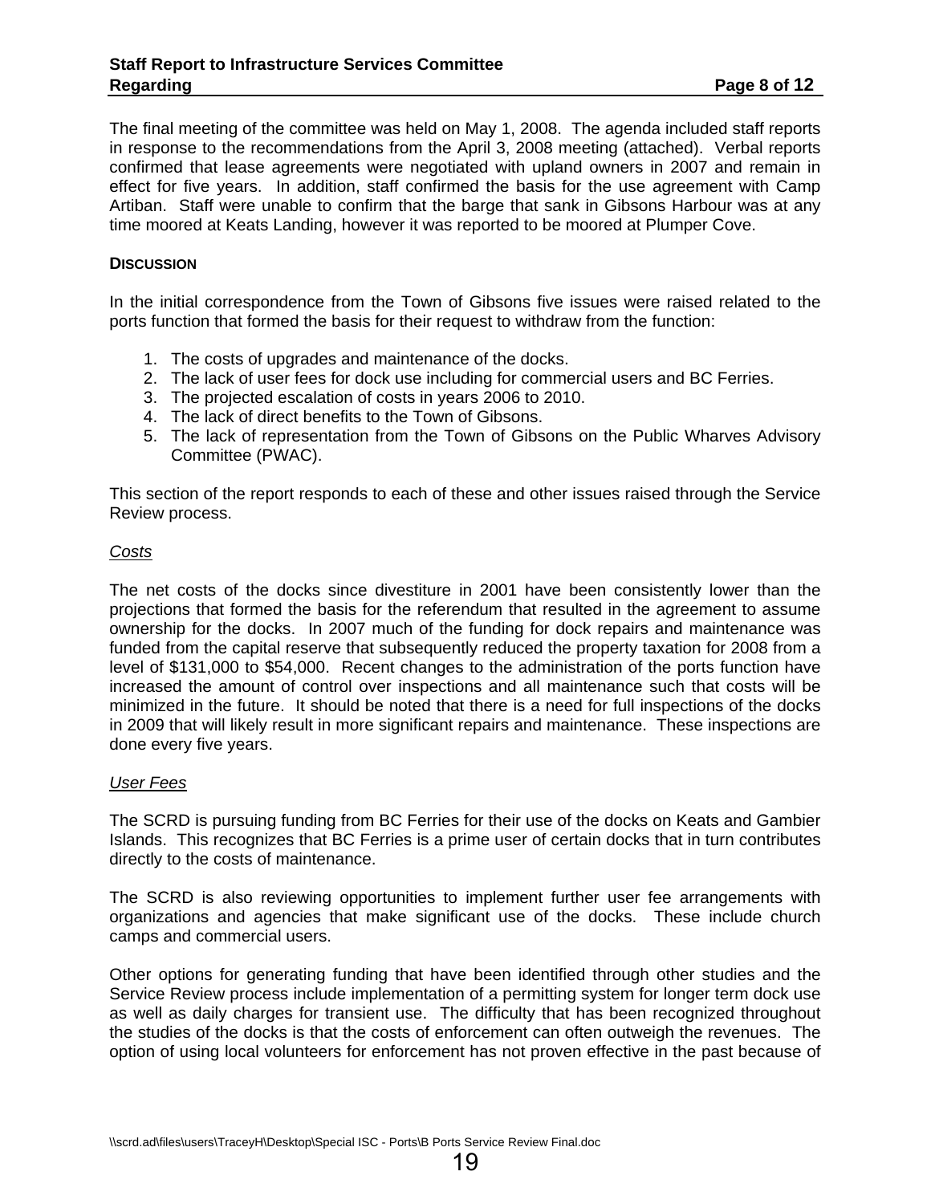The final meeting of the committee was held on May 1, 2008. The agenda included staff reports in response to the recommendations from the April 3, 2008 meeting (attached). Verbal reports confirmed that lease agreements were negotiated with upland owners in 2007 and remain in effect for five years. In addition, staff confirmed the basis for the use agreement with Camp Artiban. Staff were unable to confirm that the barge that sank in Gibsons Harbour was at any time moored at Keats Landing, however it was reported to be moored at Plumper Cove.

**DISCUSSION**

In the initial correspondence from the Town of Gibsons five issues were raised related to the ports function that formed the basis for their request to withdraw from the function:

1. The costs of upgrades and maintenance of the docks.
2. The lack of user fees for dock use including for commercial users and BC Ferries.
3. The projected escalation of costs in years 2006 to 2010.
4. The lack of direct benefits to the Town of Gibsons.
5. The lack of representation from the Town of Gibsons on the Public Wharves Advisory Committee (PWAC).

This section of the report responds to each of these and other issues raised through the Service Review process.

*Costs*

The net costs of the docks since divestiture in 2001 have been consistently lower than the projections that formed the basis for the referendum that resulted in the agreement to assume ownership for the docks. In 2007 much of the funding for dock repairs and maintenance was funded from the capital reserve that subsequently reduced the property taxation for 2008 from a level of $131,000 to $54,000. Recent changes to the administration of the ports function have increased the amount of control over inspections and all maintenance such that costs will be minimized in the future. It should be noted that there is a need for full inspections of the docks in 2009 that will likely result in more significant repairs and maintenance. These inspections are done every five years.

*User Fees*

The SCRD is pursuing funding from BC Ferries for their use of the docks on Keats and Gambier Islands. This recognizes that BC Ferries is a prime user of certain docks that in turn contributes directly to the costs of maintenance.

The SCRD is also reviewing opportunities to implement further user fee arrangements with organizations and agencies that make significant use of the docks. These include church camps and commercial users.

Other options for generating funding that have been identified through other studies and the Service Review process include implementation of a permitting system for longer term dock use as well as daily charges for transient use. The difficulty that has been recognized throughout the studies of the docks is that the costs of enforcement can often outweigh the revenues. The option of using local volunteers for enforcement has not proven effective in the past because of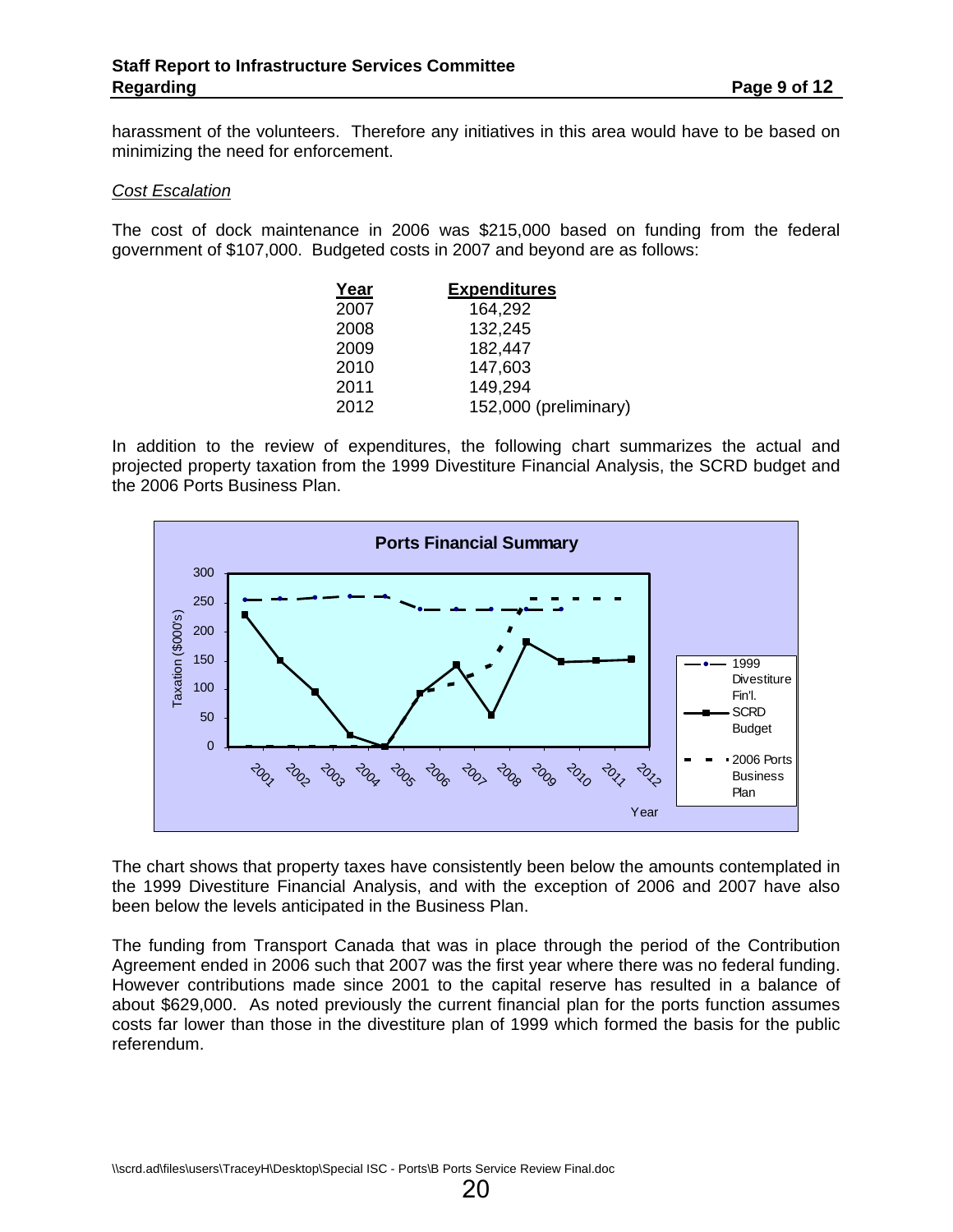harassment of the volunteers. Therefore any initiatives in this area would have to be based on minimizing the need for enforcement.

*Cost Escalation*

The cost of dock maintenance in 2006 was $215,000 based on funding from the federal government of $107,000. Budgeted costs in 2007 and beyond are as follows:

| Year | Expenditures |
|---|---|
| 2007 | 164,292 |
| 2008 | 132,245 |
| 2009 | 182,447 |
| 2010 | 147,603 |
| 2011 | 149,294 |
| 2012 | 152,000 (preliminary) |

In addition to the review of expenditures, the following chart summarizes the actual and projected property taxation from the 1999 Divestiture Financial Analysis, the SCRD budget and the 2006 Ports Business Plan.

**Ports Financial Summary**

The chart shows that property taxes have consistently been below the amounts contemplated in the 1999 Divestiture Financial Analysis, and with the exception of 2006 and 2007 have also been below the levels anticipated in the Business Plan.

The funding from Transport Canada that was in place through the period of the Contribution Agreement ended in 2006 such that 2007 was the first year where there was no federal funding. However contributions made since 2001 to the capital reserve has resulted in a balance of about $629,000. As noted previously the current financial plan for the ports function assumes costs far lower than those in the divestiture plan of 1999 which formed the basis for the public referendum.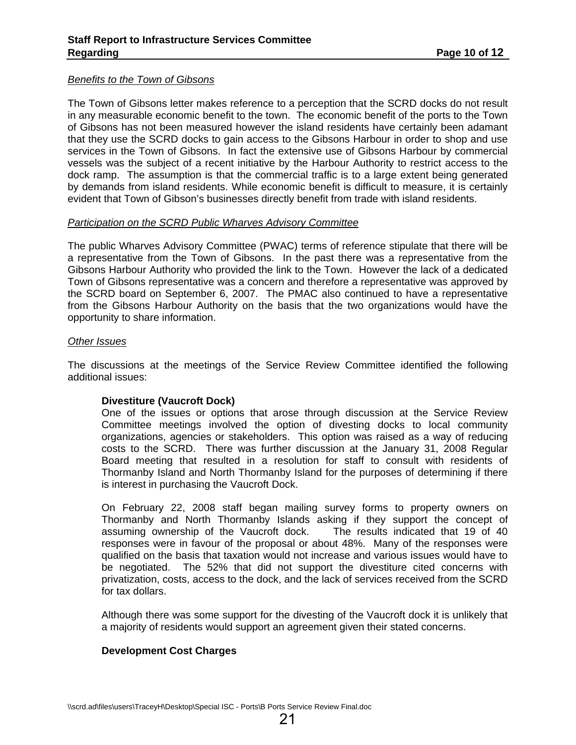*Benefits to the Town of Gibsons*

The Town of Gibsons letter makes reference to a perception that the SCRD docks do not result in any measurable economic benefit to the town. The economic benefit of the ports to the Town of Gibsons has not been measured however the island residents have certainly been adamant that they use the SCRD docks to gain access to the Gibsons Harbour in order to shop and use services in the Town of Gibsons. In fact the extensive use of Gibsons Harbour by commercial vessels was the subject of a recent initiative by the Harbour Authority to restrict access to the dock ramp. The assumption is that the commercial traffic is to a large extent being generated by demands from island residents. While economic benefit is difficult to measure, it is certainly evident that Town of Gibson's businesses directly benefit from trade with island residents.

*Participation on the SCRD Public Wharves Advisory Committee*

The public Wharves Advisory Committee (PWAC) terms of reference stipulate that there will be a representative from the Town of Gibsons. In the past there was a representative from the Gibsons Harbour Authority who provided the link to the Town. However the lack of a dedicated Town of Gibsons representative was a concern and therefore a representative was approved by the SCRD board on September 6, 2007. The PMAC also continued to have a representative from the Gibsons Harbour Authority on the basis that the two organizations would have the opportunity to share information.

*Other Issues*

The discussions at the meetings of the Service Review Committee identified the following additional issues:

**Divestiture (Vaucroft Dock)**

One of the issues or options that arose through discussion at the Service Review Committee meetings involved the option of divesting docks to local community organizations, agencies or stakeholders. This option was raised as a way of reducing costs to the SCRD. There was further discussion at the January 31, 2008 Regular Board meeting that resulted in a resolution for staff to consult with residents of Thormanby Island and North Thormanby Island for the purposes of determining if there is interest in purchasing the Vaucroft Dock.

On February 22, 2008 staff began mailing survey forms to property owners on Thormanby and North Thormanby Islands asking if they support the concept of assuming ownership of the Vaucroft dock. The results indicated that 19 of 40 responses were in favour of the proposal or about 48%. Many of the responses were qualified on the basis that taxation would not increase and various issues would have to be negotiated. The 52% that did not support the divestiture cited concerns with privatization, costs, access to the dock, and the lack of services received from the SCRD for tax dollars.

Although there was some support for the divesting of the Vaucroft dock it is unlikely that a majority of residents would support an agreement given their stated concerns.

**Development Cost Charges**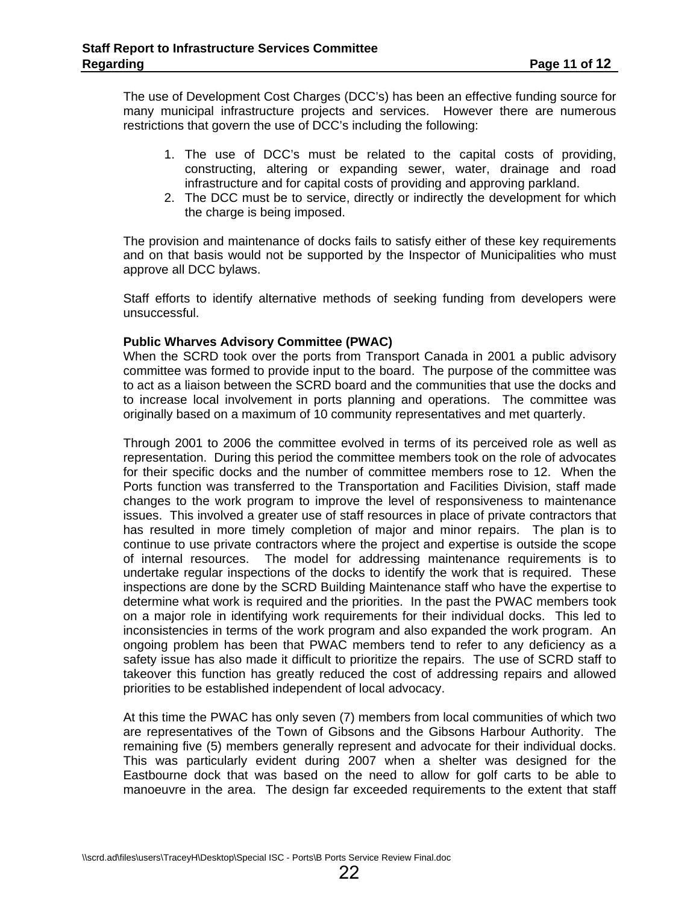The use of Development Cost Charges (DCC's) has been an effective funding source for many municipal infrastructure projects and services. However there are numerous restrictions that govern the use of DCC's including the following:

1. The use of DCC's must be related to the capital costs of providing, constructing, altering or expanding sewer, water, drainage and road infrastructure and for capital costs of providing and approving parkland.
2. The DCC must be to service, directly or indirectly the development for which the charge is being imposed.

The provision and maintenance of docks fails to satisfy either of these key requirements and on that basis would not be supported by the Inspector of Municipalities who must approve all DCC bylaws.

Staff efforts to identify alternative methods of seeking funding from developers were unsuccessful.

**Public Wharves Advisory Committee (PWAC)**

When the SCRD took over the ports from Transport Canada in 2001 a public advisory committee was formed to provide input to the board. The purpose of the committee was to act as a liaison between the SCRD board and the communities that use the docks and to increase local involvement in ports planning and operations. The committee was originally based on a maximum of 10 community representatives and met quarterly.

Through 2001 to 2006 the committee evolved in terms of its perceived role as well as representation. During this period the committee members took on the role of advocates for their specific docks and the number of committee members rose to 12. When the Ports function was transferred to the Transportation and Facilities Division, staff made changes to the work program to improve the level of responsiveness to maintenance issues. This involved a greater use of staff resources in place of private contractors that has resulted in more timely completion of major and minor repairs. The plan is to continue to use private contractors where the project and expertise is outside the scope of internal resources. The model for addressing maintenance requirements is to undertake regular inspections of the docks to identify the work that is required. These inspections are done by the SCRD Building Maintenance staff who have the expertise to determine what work is required and the priorities. In the past the PWAC members took on a major role in identifying work requirements for their individual docks. This led to inconsistencies in terms of the work program and also expanded the work program. An ongoing problem has been that PWAC members tend to refer to any deficiency as a safety issue has also made it difficult to prioritize the repairs. The use of SCRD staff to takeover this function has greatly reduced the cost of addressing repairs and allowed priorities to be established independent of local advocacy.

At this time the PWAC has only seven (7) members from local communities of which two are representatives of the Town of Gibsons and the Gibsons Harbour Authority. The remaining five (5) members generally represent and advocate for their individual docks. This was particularly evident during 2007 when a shelter was designed for the Eastbourne dock that was based on the need to allow for golf carts to be able to manoeuvre in the area. The design far exceeded requirements to the extent that staff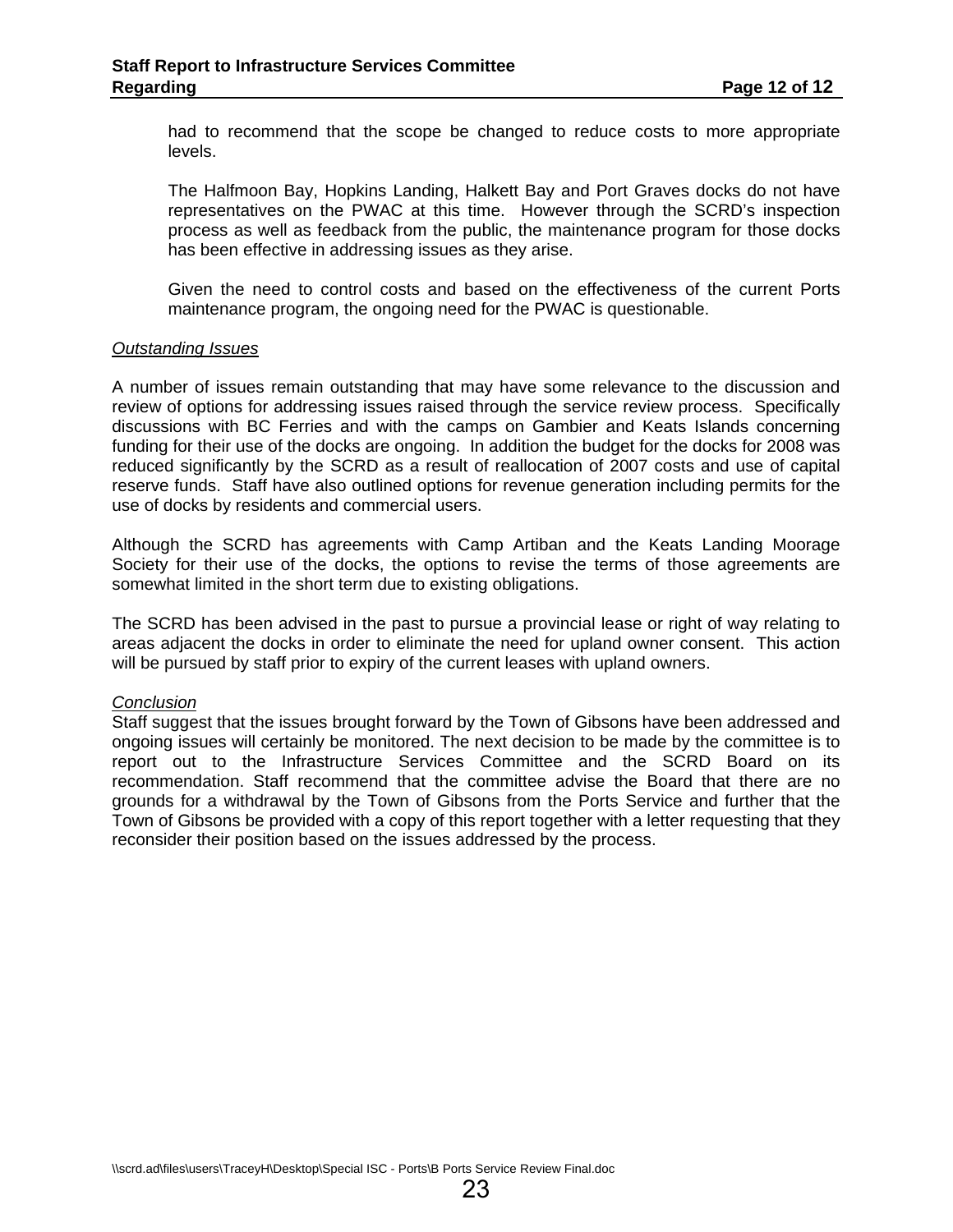had to recommend that the scope be changed to reduce costs to more appropriate levels.

The Halfmoon Bay, Hopkins Landing, Halkett Bay and Port Graves docks do not have representatives on the PWAC at this time. However through the SCRD's inspection process as well as feedback from the public, the maintenance program for those docks has been effective in addressing issues as they arise.

Given the need to control costs and based on the effectiveness of the current Ports maintenance program, the ongoing need for the PWAC is questionable.

*Outstanding Issues*

A number of issues remain outstanding that may have some relevance to the discussion and review of options for addressing issues raised through the service review process. Specifically discussions with BC Ferries and with the camps on Gambier and Keats Islands concerning funding for their use of the docks are ongoing. In addition the budget for the docks for 2008 was reduced significantly by the SCRD as a result of reallocation of 2007 costs and use of capital reserve funds. Staff have also outlined options for revenue generation including permits for the use of docks by residents and commercial users.

Although the SCRD has agreements with Camp Artiban and the Keats Landing Moorage Society for their use of the docks, the options to revise the terms of those agreements are somewhat limited in the short term due to existing obligations.

The SCRD has been advised in the past to pursue a provincial lease or right of way relating to areas adjacent the docks in order to eliminate the need for upland owner consent. This action will be pursued by staff prior to expiry of the current leases with upland owners.

*Conclusion*

Staff suggest that the issues brought forward by the Town of Gibsons have been addressed and ongoing issues will certainly be monitored. The next decision to be made by the committee is to report out to the Infrastructure Services Committee and the SCRD Board on its recommendation. Staff recommend that the committee advise the Board that there are no grounds for a withdrawal by the Town of Gibsons from the Ports Service and further that the Town of Gibsons be provided with a copy of this report together with a letter requesting that they reconsider their position based on the issues addressed by the process.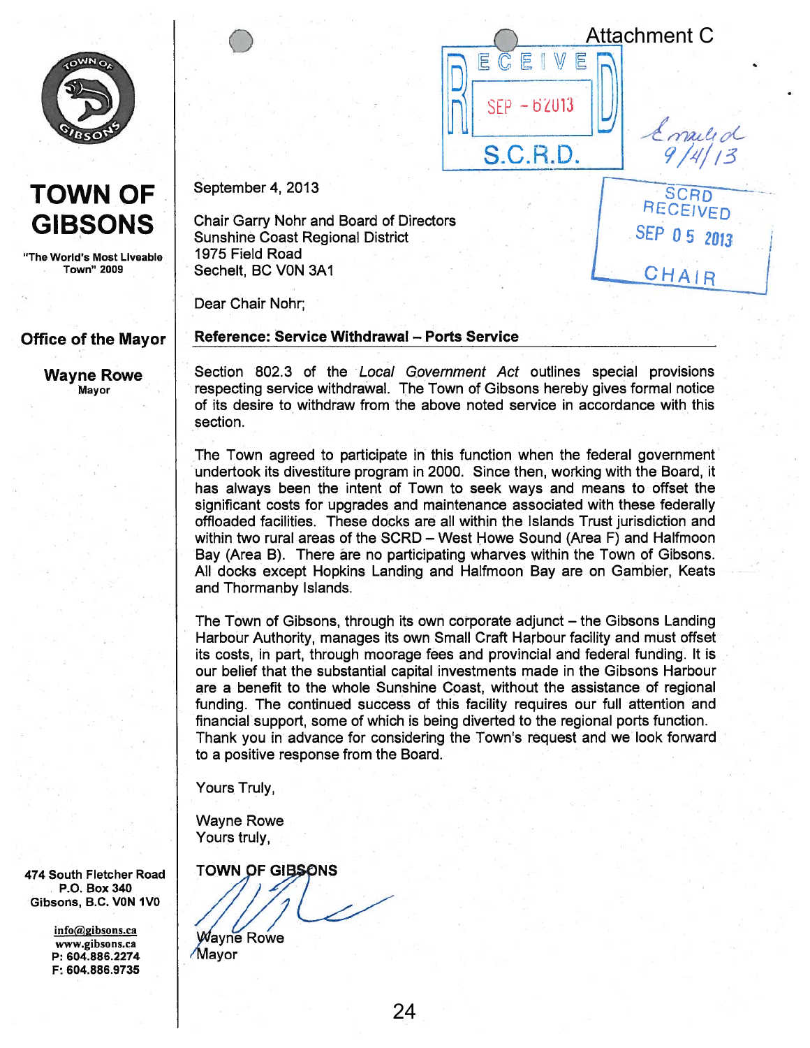Attachment C

RECEIVED
SEP - 6 2013
S.C.R.D.

Emailed 9/4/13

SCRD RECEIVED
SEP 05 2013
CHAIR

# TOWN OF GIBSONS

"The World's Most Liveable Town" 2009

**Office of the Mayor**

**Wayne Rowe**
Mayor

474 South Fletcher Road
P.O. Box 340
Gibsons, B.C. V0N 1V0

info@gibsons.ca
www.gibsons.ca
P: 604.886.2274
F: 604.886.9735

September 4, 2013

Chair Garry Nohr and Board of Directors
Sunshine Coast Regional District
1975 Field Road
Sechelt, BC V0N 3A1

Dear Chair Nohr;

**Reference: Service Withdrawal – Ports Service**

Section 802.3 of the *Local Government Act* outlines special provisions respecting service withdrawal. The Town of Gibsons hereby gives formal notice of its desire to withdraw from the above noted service in accordance with this section.

The Town agreed to participate in this function when the federal government undertook its divestiture program in 2000. Since then, working with the Board, it has always been the intent of Town to seek ways and means to offset the significant costs for upgrades and maintenance associated with these federally offloaded facilities. These docks are all within the Islands Trust jurisdiction and within two rural areas of the SCRD – West Howe Sound (Area F) and Halfmoon Bay (Area B). There are no participating wharves within the Town of Gibsons. All docks except Hopkins Landing and Halfmoon Bay are on Gambier, Keats and Thormanby Islands.

The Town of Gibsons, through its own corporate adjunct – the Gibsons Landing Harbour Authority, manages its own Small Craft Harbour facility and must offset its costs, in part, through moorage fees and provincial and federal funding. It is our belief that the substantial capital investments made in the Gibsons Harbour are a benefit to the whole Sunshine Coast, without the assistance of regional funding. The continued success of this facility requires our full attention and financial support, some of which is being diverted to the regional ports function. Thank you in advance for considering the Town's request and we look forward to a positive response from the Board.

Yours Truly,

Wayne Rowe
Yours truly,

**TOWN OF GIBSONS**

Wayne Rowe
Mayor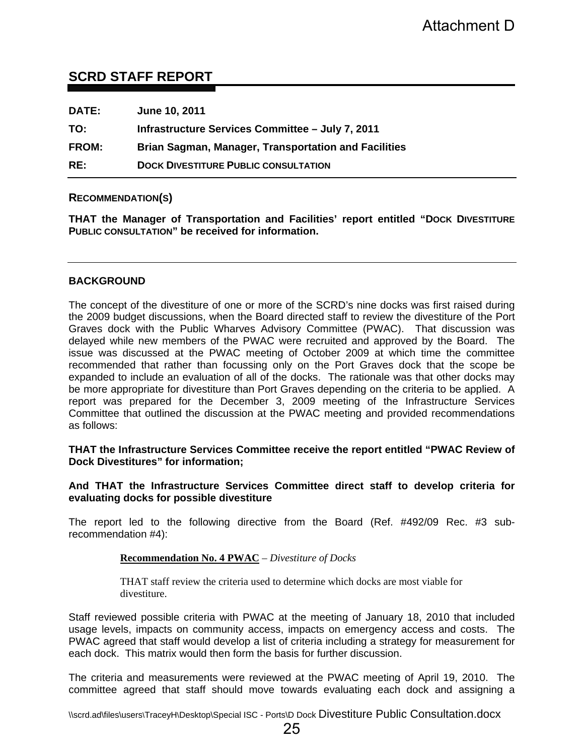Attachment D

## SCRD STAFF REPORT

**DATE:** June 10, 2011

**TO:** Infrastructure Services Committee – July 7, 2011

**FROM:** Brian Sagman, Manager, Transportation and Facilities

**RE:** DOCK DIVESTITURE PUBLIC CONSULTATION

### RECOMMENDATION(S)

**THAT the Manager of Transportation and Facilities' report entitled "DOCK DIVESTITURE PUBLIC CONSULTATION" be received for information.**

### BACKGROUND

The concept of the divestiture of one or more of the SCRD's nine docks was first raised during the 2009 budget discussions, when the Board directed staff to review the divestiture of the Port Graves dock with the Public Wharves Advisory Committee (PWAC). That discussion was delayed while new members of the PWAC were recruited and approved by the Board. The issue was discussed at the PWAC meeting of October 2009 at which time the committee recommended that rather than focussing only on the Port Graves dock that the scope be expanded to include an evaluation of all of the docks. The rationale was that other docks may be more appropriate for divestiture than Port Graves depending on the criteria to be applied. A report was prepared for the December 3, 2009 meeting of the Infrastructure Services Committee that outlined the discussion at the PWAC meeting and provided recommendations as follows:

**THAT the Infrastructure Services Committee receive the report entitled "PWAC Review of Dock Divestitures" for information;**

**And THAT the Infrastructure Services Committee direct staff to develop criteria for evaluating docks for possible divestiture**

The report led to the following directive from the Board (Ref. #492/09 Rec. #3 sub-recommendation #4):

> **Recommendation No. 4 PWAC** – *Divestiture of Docks*
>
> THAT staff review the criteria used to determine which docks are most viable for divestiture.

Staff reviewed possible criteria with PWAC at the meeting of January 18, 2010 that included usage levels, impacts on community access, impacts on emergency access and costs. The PWAC agreed that staff would develop a list of criteria including a strategy for measurement for each dock. This matrix would then form the basis for further discussion.

The criteria and measurements were reviewed at the PWAC meeting of April 19, 2010. The committee agreed that staff should move towards evaluating each dock and assigning a

\\scrd.ad\files\users\TraceyH\Desktop\Special ISC - Ports\D Dock Divestiture Public Consultation.docx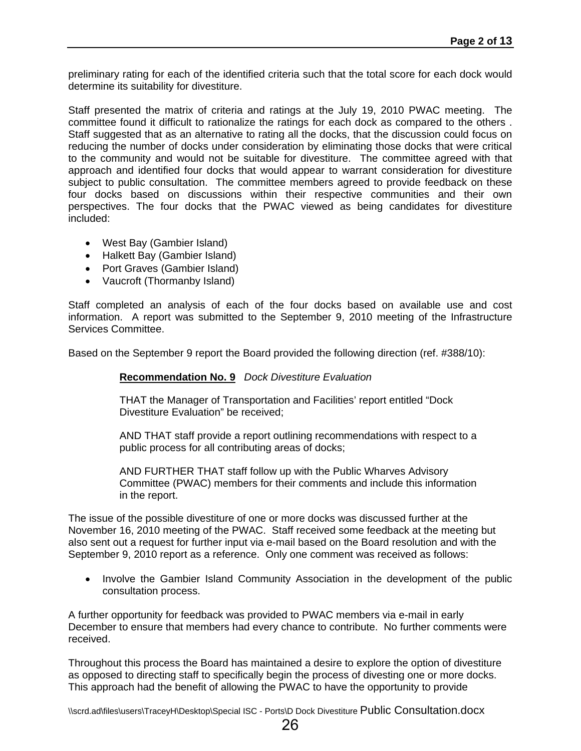preliminary rating for each of the identified criteria such that the total score for each dock would determine its suitability for divestiture.

Staff presented the matrix of criteria and ratings at the July 19, 2010 PWAC meeting. The committee found it difficult to rationalize the ratings for each dock as compared to the others . Staff suggested that as an alternative to rating all the docks, that the discussion could focus on reducing the number of docks under consideration by eliminating those docks that were critical to the community and would not be suitable for divestiture. The committee agreed with that approach and identified four docks that would appear to warrant consideration for divestiture subject to public consultation. The committee members agreed to provide feedback on these four docks based on discussions within their respective communities and their own perspectives. The four docks that the PWAC viewed as being candidates for divestiture included:

- West Bay (Gambier Island)
- Halkett Bay (Gambier Island)
- Port Graves (Gambier Island)
- Vaucroft (Thormanby Island)

Staff completed an analysis of each of the four docks based on available use and cost information. A report was submitted to the September 9, 2010 meeting of the Infrastructure Services Committee.

Based on the September 9 report the Board provided the following direction (ref. #388/10):

> **Recommendation No. 9** *Dock Divestiture Evaluation*
>
> THAT the Manager of Transportation and Facilities' report entitled "Dock Divestiture Evaluation" be received;
>
> AND THAT staff provide a report outlining recommendations with respect to a public process for all contributing areas of docks;
>
> AND FURTHER THAT staff follow up with the Public Wharves Advisory Committee (PWAC) members for their comments and include this information in the report.

The issue of the possible divestiture of one or more docks was discussed further at the November 16, 2010 meeting of the PWAC. Staff received some feedback at the meeting but also sent out a request for further input via e-mail based on the Board resolution and with the September 9, 2010 report as a reference. Only one comment was received as follows:

- Involve the Gambier Island Community Association in the development of the public consultation process.

A further opportunity for feedback was provided to PWAC members via e-mail in early December to ensure that members had every chance to contribute. No further comments were received.

Throughout this process the Board has maintained a desire to explore the option of divestiture as opposed to directing staff to specifically begin the process of divesting one or more docks. This approach had the benefit of allowing the PWAC to have the opportunity to provide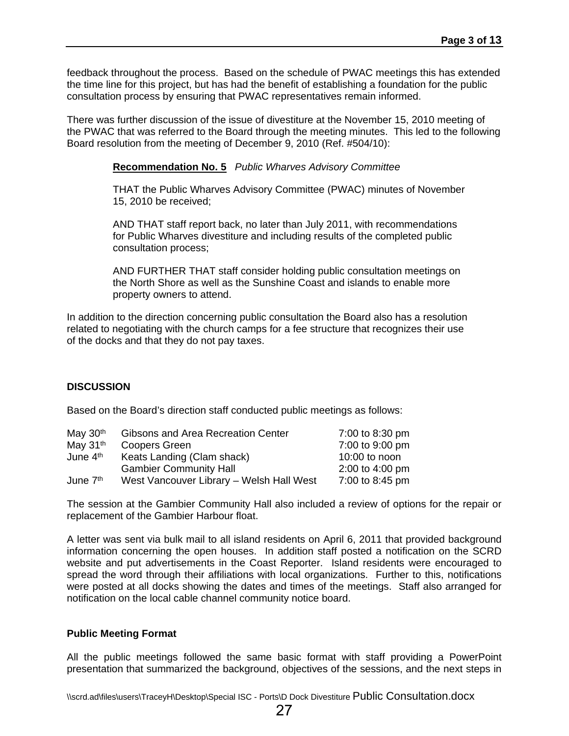feedback throughout the process. Based on the schedule of PWAC meetings this has extended the time line for this project, but has had the benefit of establishing a foundation for the public consultation process by ensuring that PWAC representatives remain informed.

There was further discussion of the issue of divestiture at the November 15, 2010 meeting of the PWAC that was referred to the Board through the meeting minutes. This led to the following Board resolution from the meeting of December 9, 2010 (Ref. #504/10):

> **Recommendation No. 5** *Public Wharves Advisory Committee*
>
> THAT the Public Wharves Advisory Committee (PWAC) minutes of November 15, 2010 be received;
>
> AND THAT staff report back, no later than July 2011, with recommendations for Public Wharves divestiture and including results of the completed public consultation process;
>
> AND FURTHER THAT staff consider holding public consultation meetings on the North Shore as well as the Sunshine Coast and islands to enable more property owners to attend.

In addition to the direction concerning public consultation the Board also has a resolution related to negotiating with the church camps for a fee structure that recognizes their use of the docks and that they do not pay taxes.

**DISCUSSION**

Based on the Board's direction staff conducted public meetings as follows:

| | | |
|---|---|---|
| May 30th | Gibsons and Area Recreation Center | 7:00 to 8:30 pm |
| May 31st | Coopers Green | 7:00 to 9:00 pm |
| June 4th | Keats Landing (Clam shack) | 10:00 to noon |
| | Gambier Community Hall | 2:00 to 4:00 pm |
| June 7th | West Vancouver Library – Welsh Hall West | 7:00 to 8:45 pm |

The session at the Gambier Community Hall also included a review of options for the repair or replacement of the Gambier Harbour float.

A letter was sent via bulk mail to all island residents on April 6, 2011 that provided background information concerning the open houses. In addition staff posted a notification on the SCRD website and put advertisements in the Coast Reporter. Island residents were encouraged to spread the word through their affiliations with local organizations. Further to this, notifications were posted at all docks showing the dates and times of the meetings. Staff also arranged for notification on the local cable channel community notice board.

**Public Meeting Format**

All the public meetings followed the same basic format with staff providing a PowerPoint presentation that summarized the background, objectives of the sessions, and the next steps in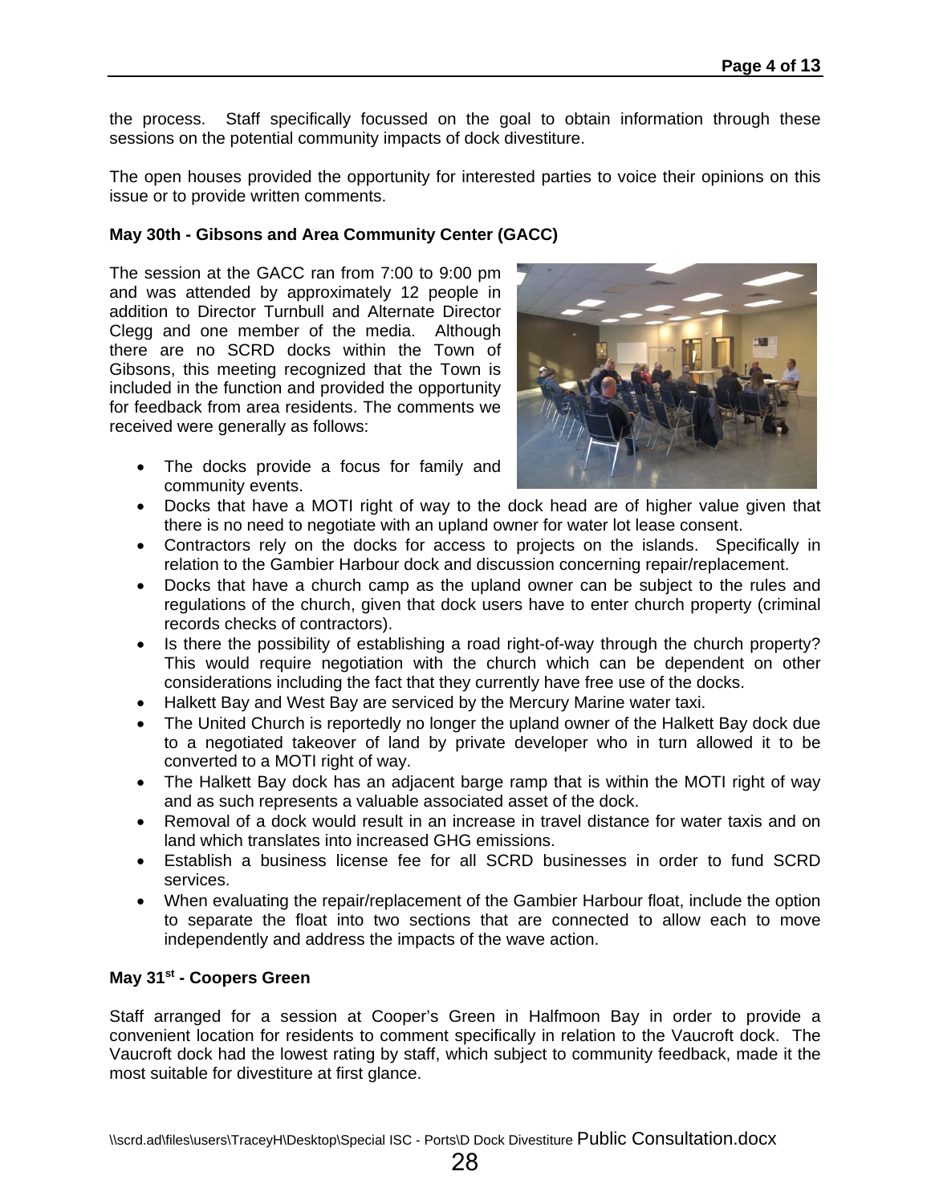the process. Staff specifically focussed on the goal to obtain information through these sessions on the potential community impacts of dock divestiture.

The open houses provided the opportunity for interested parties to voice their opinions on this issue or to provide written comments.

**May 30th - Gibsons and Area Community Center (GACC)**

The session at the GACC ran from 7:00 to 9:00 pm and was attended by approximately 12 people in addition to Director Turnbull and Alternate Director Clegg and one member of the media. Although there are no SCRD docks within the Town of Gibsons, this meeting recognized that the Town is included in the function and provided the opportunity for feedback from area residents. The comments we received were generally as follows:

- The docks provide a focus for family and community events.
- Docks that have a MOTI right of way to the dock head are of higher value given that there is no need to negotiate with an upland owner for water lot lease consent.
- Contractors rely on the docks for access to projects on the islands. Specifically in relation to the Gambier Harbour dock and discussion concerning repair/replacement.
- Docks that have a church camp as the upland owner can be subject to the rules and regulations of the church, given that dock users have to enter church property (criminal records checks of contractors).
- Is there the possibility of establishing a road right-of-way through the church property? This would require negotiation with the church which can be dependent on other considerations including the fact that they currently have free use of the docks.
- Halkett Bay and West Bay are serviced by the Mercury Marine water taxi.
- The United Church is reportedly no longer the upland owner of the Halkett Bay dock due to a negotiated takeover of land by private developer who in turn allowed it to be converted to a MOTI right of way.
- The Halkett Bay dock has an adjacent barge ramp that is within the MOTI right of way and as such represents a valuable associated asset of the dock.
- Removal of a dock would result in an increase in travel distance for water taxis and on land which translates into increased GHG emissions.
- Establish a business license fee for all SCRD businesses in order to fund SCRD services.
- When evaluating the repair/replacement of the Gambier Harbour float, include the option to separate the float into two sections that are connected to allow each to move independently and address the impacts of the wave action.

**May 31st - Coopers Green**

Staff arranged for a session at Cooper's Green in Halfmoon Bay in order to provide a convenient location for residents to comment specifically in relation to the Vaucroft dock. The Vaucroft dock had the lowest rating by staff, which subject to community feedback, made it the most suitable for divestiture at first glance.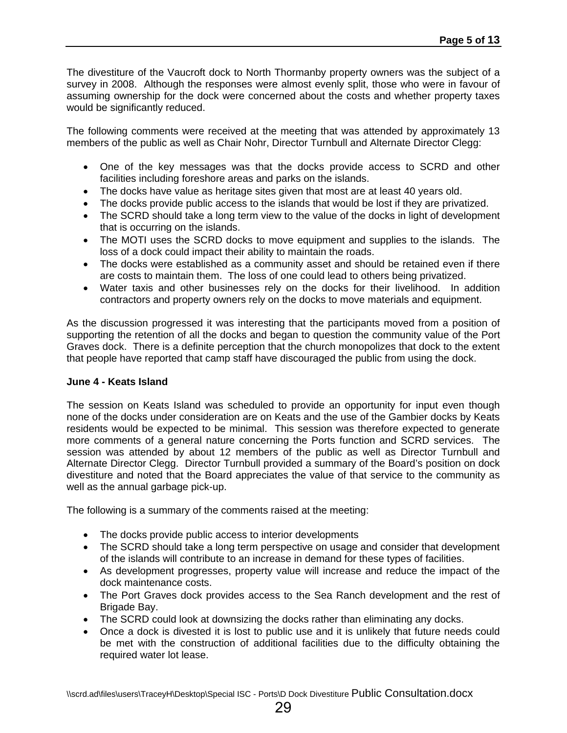The divestiture of the Vaucroft dock to North Thormanby property owners was the subject of a survey in 2008. Although the responses were almost evenly split, those who were in favour of assuming ownership for the dock were concerned about the costs and whether property taxes would be significantly reduced.

The following comments were received at the meeting that was attended by approximately 13 members of the public as well as Chair Nohr, Director Turnbull and Alternate Director Clegg:

- One of the key messages was that the docks provide access to SCRD and other facilities including foreshore areas and parks on the islands.
- The docks have value as heritage sites given that most are at least 40 years old.
- The docks provide public access to the islands that would be lost if they are privatized.
- The SCRD should take a long term view to the value of the docks in light of development that is occurring on the islands.
- The MOTI uses the SCRD docks to move equipment and supplies to the islands. The loss of a dock could impact their ability to maintain the roads.
- The docks were established as a community asset and should be retained even if there are costs to maintain them. The loss of one could lead to others being privatized.
- Water taxis and other businesses rely on the docks for their livelihood. In addition contractors and property owners rely on the docks to move materials and equipment.

As the discussion progressed it was interesting that the participants moved from a position of supporting the retention of all the docks and began to question the community value of the Port Graves dock. There is a definite perception that the church monopolizes that dock to the extent that people have reported that camp staff have discouraged the public from using the dock.

**June 4 - Keats Island**

The session on Keats Island was scheduled to provide an opportunity for input even though none of the docks under consideration are on Keats and the use of the Gambier docks by Keats residents would be expected to be minimal. This session was therefore expected to generate more comments of a general nature concerning the Ports function and SCRD services. The session was attended by about 12 members of the public as well as Director Turnbull and Alternate Director Clegg. Director Turnbull provided a summary of the Board's position on dock divestiture and noted that the Board appreciates the value of that service to the community as well as the annual garbage pick-up.

The following is a summary of the comments raised at the meeting:

- The docks provide public access to interior developments
- The SCRD should take a long term perspective on usage and consider that development of the islands will contribute to an increase in demand for these types of facilities.
- As development progresses, property value will increase and reduce the impact of the dock maintenance costs.
- The Port Graves dock provides access to the Sea Ranch development and the rest of Brigade Bay.
- The SCRD could look at downsizing the docks rather than eliminating any docks.
- Once a dock is divested it is lost to public use and it is unlikely that future needs could be met with the construction of additional facilities due to the difficulty obtaining the required water lot lease.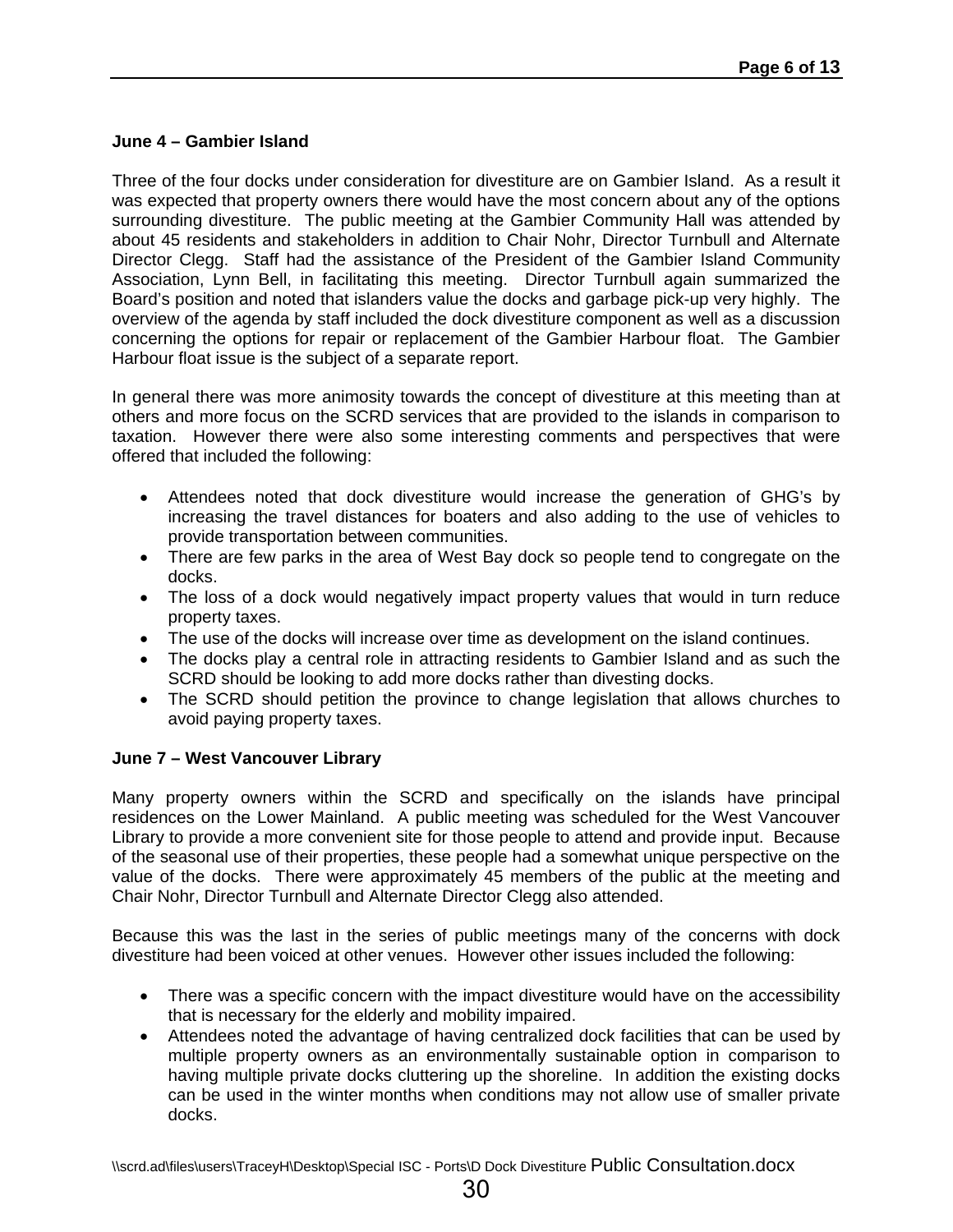**June 4 – Gambier Island**

Three of the four docks under consideration for divestiture are on Gambier Island. As a result it was expected that property owners there would have the most concern about any of the options surrounding divestiture. The public meeting at the Gambier Community Hall was attended by about 45 residents and stakeholders in addition to Chair Nohr, Director Turnbull and Alternate Director Clegg. Staff had the assistance of the President of the Gambier Island Community Association, Lynn Bell, in facilitating this meeting. Director Turnbull again summarized the Board's position and noted that islanders value the docks and garbage pick-up very highly. The overview of the agenda by staff included the dock divestiture component as well as a discussion concerning the options for repair or replacement of the Gambier Harbour float. The Gambier Harbour float issue is the subject of a separate report.

In general there was more animosity towards the concept of divestiture at this meeting than at others and more focus on the SCRD services that are provided to the islands in comparison to taxation. However there were also some interesting comments and perspectives that were offered that included the following:

- Attendees noted that dock divestiture would increase the generation of GHG's by increasing the travel distances for boaters and also adding to the use of vehicles to provide transportation between communities.
- There are few parks in the area of West Bay dock so people tend to congregate on the docks.
- The loss of a dock would negatively impact property values that would in turn reduce property taxes.
- The use of the docks will increase over time as development on the island continues.
- The docks play a central role in attracting residents to Gambier Island and as such the SCRD should be looking to add more docks rather than divesting docks.
- The SCRD should petition the province to change legislation that allows churches to avoid paying property taxes.

**June 7 – West Vancouver Library**

Many property owners within the SCRD and specifically on the islands have principal residences on the Lower Mainland. A public meeting was scheduled for the West Vancouver Library to provide a more convenient site for those people to attend and provide input. Because of the seasonal use of their properties, these people had a somewhat unique perspective on the value of the docks. There were approximately 45 members of the public at the meeting and Chair Nohr, Director Turnbull and Alternate Director Clegg also attended.

Because this was the last in the series of public meetings many of the concerns with dock divestiture had been voiced at other venues. However other issues included the following:

- There was a specific concern with the impact divestiture would have on the accessibility that is necessary for the elderly and mobility impaired.
- Attendees noted the advantage of having centralized dock facilities that can be used by multiple property owners as an environmentally sustainable option in comparison to having multiple private docks cluttering up the shoreline. In addition the existing docks can be used in the winter months when conditions may not allow use of smaller private docks.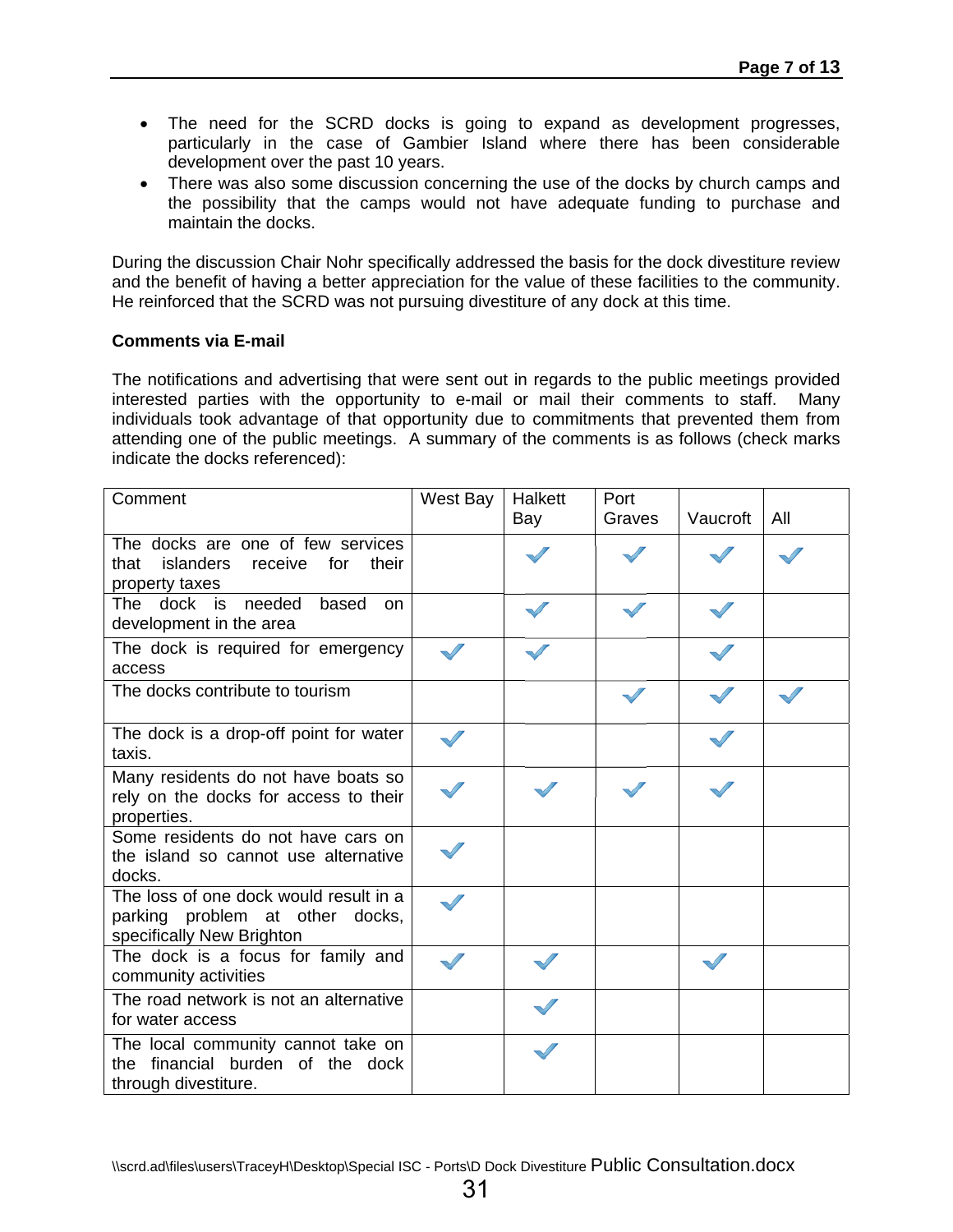- The need for the SCRD docks is going to expand as development progresses, particularly in the case of Gambier Island where there has been considerable development over the past 10 years.
- There was also some discussion concerning the use of the docks by church camps and the possibility that the camps would not have adequate funding to purchase and maintain the docks.

During the discussion Chair Nohr specifically addressed the basis for the dock divestiture review and the benefit of having a better appreciation for the value of these facilities to the community. He reinforced that the SCRD was not pursuing divestiture of any dock at this time.

**Comments via E-mail**

The notifications and advertising that were sent out in regards to the public meetings provided interested parties with the opportunity to e-mail or mail their comments to staff. Many individuals took advantage of that opportunity due to commitments that prevented them from attending one of the public meetings. A summary of the comments is as follows (check marks indicate the docks referenced):

| Comment | West Bay | Halkett Bay | Port Graves | Vaucroft | All |
|---|---|---|---|---|---|
| The docks are one of few services that islanders receive for their property taxes | | ✓ | ✓ | ✓ | ✓ |
| The dock is needed based on development in the area | | ✓ | ✓ | ✓ | |
| The dock is required for emergency access | ✓ | ✓ | | ✓ | |
| The docks contribute to tourism | | | ✓ | ✓ | ✓ |
| The dock is a drop-off point for water taxis. | ✓ | | | ✓ | |
| Many residents do not have boats so rely on the docks for access to their properties. | ✓ | ✓ | ✓ | ✓ | |
| Some residents do not have cars on the island so cannot use alternative docks. | ✓ | | | | |
| The loss of one dock would result in a parking problem at other docks, specifically New Brighton | ✓ | | | | |
| The dock is a focus for family and community activities | ✓ | ✓ | | ✓ | |
| The road network is not an alternative for water access | | ✓ | | | |
| The local community cannot take on the financial burden of the dock through divestiture. | | ✓ | | | |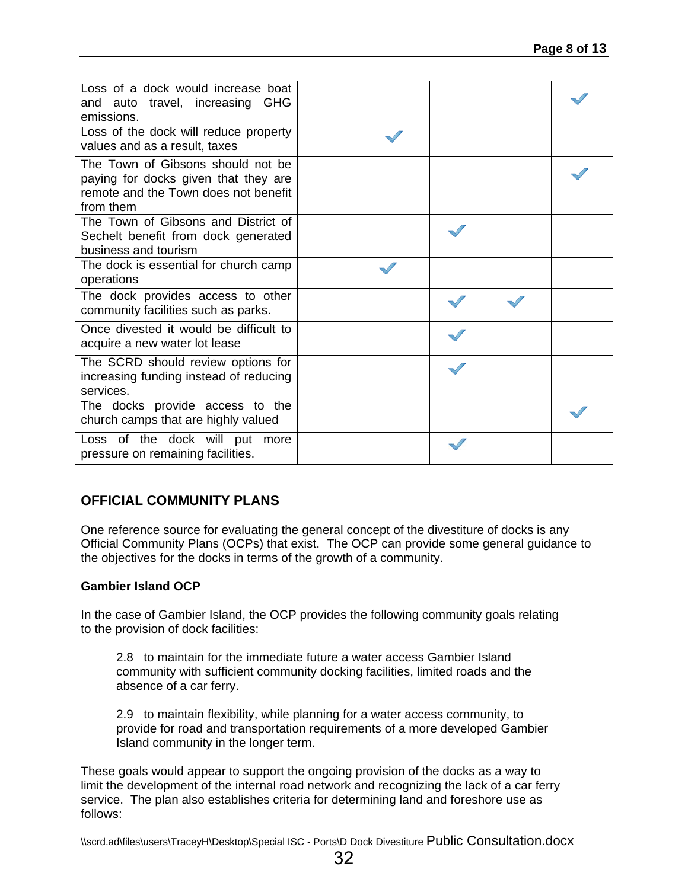| | | | | | |
|---|---|---|---|---|---|
| Loss of a dock would increase boat and auto travel, increasing GHG emissions. | | | | | ✓ |
| Loss of the dock will reduce property values and as a result, taxes | | ✓ | | | |
| The Town of Gibsons should not be paying for docks given that they are remote and the Town does not benefit from them | | | | | ✓ |
| The Town of Gibsons and District of Sechelt benefit from dock generated business and tourism | | | ✓ | | |
| The dock is essential for church camp operations | | ✓ | | | |
| The dock provides access to other community facilities such as parks. | | | ✓ | ✓ | |
| Once divested it would be difficult to acquire a new water lot lease | | | ✓ | | |
| The SCRD should review options for increasing funding instead of reducing services. | | | ✓ | | |
| The docks provide access to the church camps that are highly valued | | | | | ✓ |
| Loss of the dock will put more pressure on remaining facilities. | | | ✓ | | |

## OFFICIAL COMMUNITY PLANS

One reference source for evaluating the general concept of the divestiture of docks is any Official Community Plans (OCPs) that exist. The OCP can provide some general guidance to the objectives for the docks in terms of the growth of a community.

### Gambier Island OCP

In the case of Gambier Island, the OCP provides the following community goals relating to the provision of dock facilities:

> 2.8 to maintain for the immediate future a water access Gambier Island community with sufficient community docking facilities, limited roads and the absence of a car ferry.
>
> 2.9 to maintain flexibility, while planning for a water access community, to provide for road and transportation requirements of a more developed Gambier Island community in the longer term.

These goals would appear to support the ongoing provision of the docks as a way to limit the development of the internal road network and recognizing the lack of a car ferry service. The plan also establishes criteria for determining land and foreshore use as follows: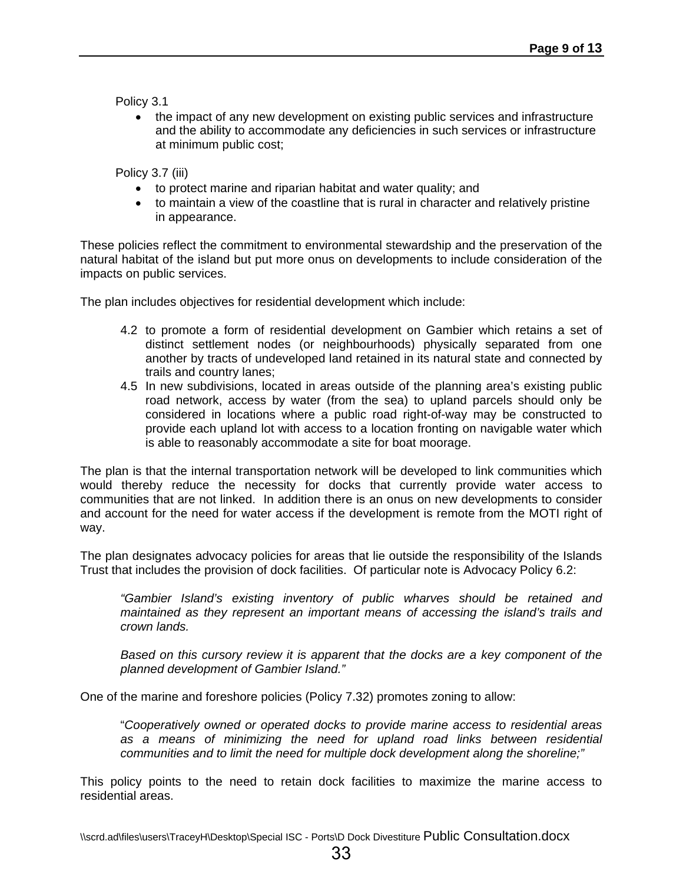Policy 3.1

- the impact of any new development on existing public services and infrastructure and the ability to accommodate any deficiencies in such services or infrastructure at minimum public cost;

Policy 3.7 (iii)

- to protect marine and riparian habitat and water quality; and
- to maintain a view of the coastline that is rural in character and relatively pristine in appearance.

These policies reflect the commitment to environmental stewardship and the preservation of the natural habitat of the island but put more onus on developments to include consideration of the impacts on public services.

The plan includes objectives for residential development which include:

4.2 to promote a form of residential development on Gambier which retains a set of distinct settlement nodes (or neighbourhoods) physically separated from one another by tracts of undeveloped land retained in its natural state and connected by trails and country lanes;

4.5 In new subdivisions, located in areas outside of the planning area's existing public road network, access by water (from the sea) to upland parcels should only be considered in locations where a public road right-of-way may be constructed to provide each upland lot with access to a location fronting on navigable water which is able to reasonably accommodate a site for boat moorage.

The plan is that the internal transportation network will be developed to link communities which would thereby reduce the necessity for docks that currently provide water access to communities that are not linked. In addition there is an onus on new developments to consider and account for the need for water access if the development is remote from the MOTI right of way.

The plan designates advocacy policies for areas that lie outside the responsibility of the Islands Trust that includes the provision of dock facilities. Of particular note is Advocacy Policy 6.2:

> *"Gambier Island's existing inventory of public wharves should be retained and maintained as they represent an important means of accessing the island's trails and crown lands.*
>
> *Based on this cursory review it is apparent that the docks are a key component of the planned development of Gambier Island."*

One of the marine and foreshore policies (Policy 7.32) promotes zoning to allow:

> "*Cooperatively owned or operated docks to provide marine access to residential areas as a means of minimizing the need for upland road links between residential communities and to limit the need for multiple dock development along the shoreline;"*

This policy points to the need to retain dock facilities to maximize the marine access to residential areas.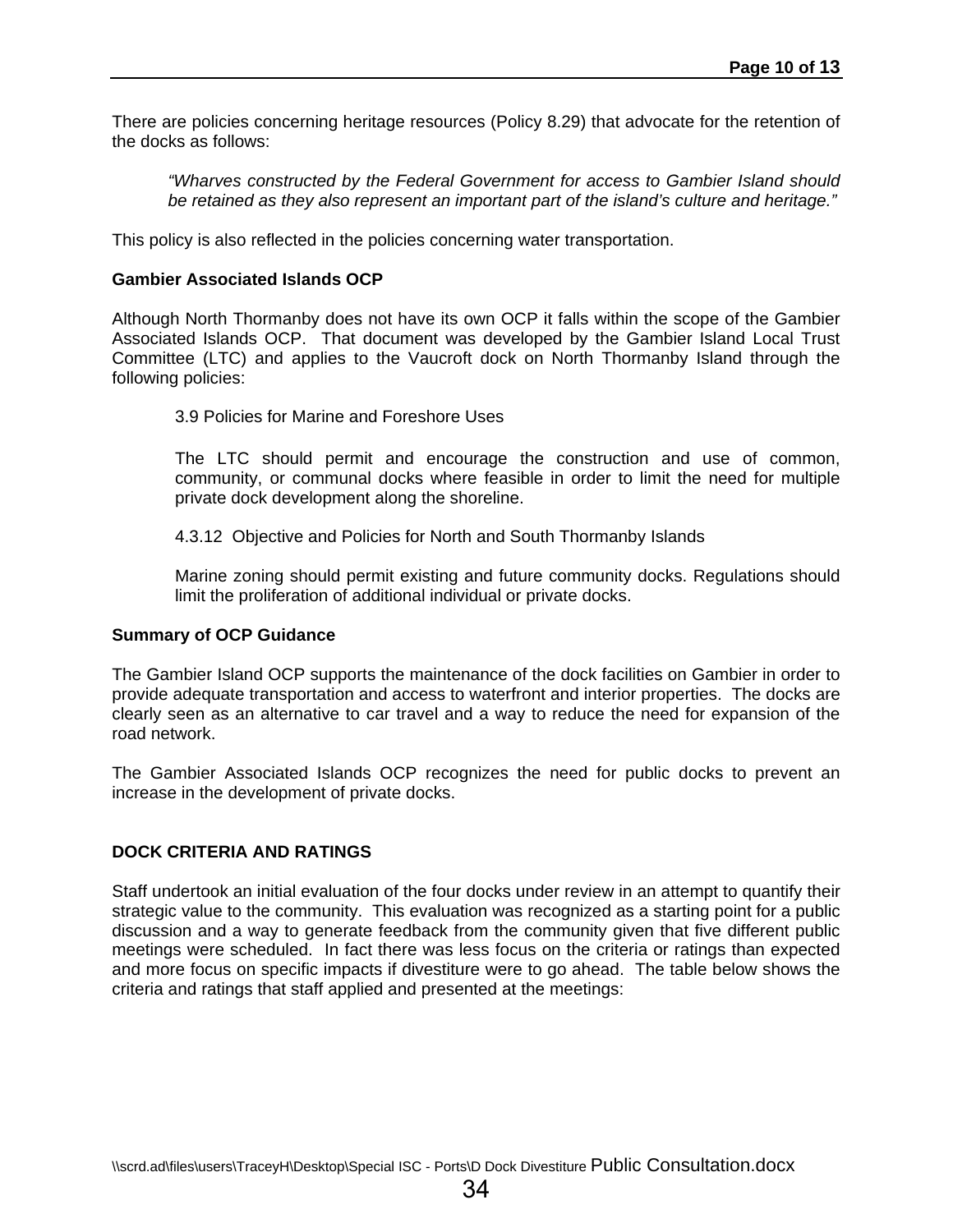There are policies concerning heritage resources (Policy 8.29) that advocate for the retention of the docks as follows:

> *"Wharves constructed by the Federal Government for access to Gambier Island should be retained as they also represent an important part of the island's culture and heritage."*

This policy is also reflected in the policies concerning water transportation.

**Gambier Associated Islands OCP**

Although North Thormanby does not have its own OCP it falls within the scope of the Gambier Associated Islands OCP. That document was developed by the Gambier Island Local Trust Committee (LTC) and applies to the Vaucroft dock on North Thormanby Island through the following policies:

> 3.9 Policies for Marine and Foreshore Uses
>
> The LTC should permit and encourage the construction and use of common, community, or communal docks where feasible in order to limit the need for multiple private dock development along the shoreline.
>
> 4.3.12 Objective and Policies for North and South Thormanby Islands
>
> Marine zoning should permit existing and future community docks. Regulations should limit the proliferation of additional individual or private docks.

**Summary of OCP Guidance**

The Gambier Island OCP supports the maintenance of the dock facilities on Gambier in order to provide adequate transportation and access to waterfront and interior properties. The docks are clearly seen as an alternative to car travel and a way to reduce the need for expansion of the road network.

The Gambier Associated Islands OCP recognizes the need for public docks to prevent an increase in the development of private docks.

**DOCK CRITERIA AND RATINGS**

Staff undertook an initial evaluation of the four docks under review in an attempt to quantify their strategic value to the community. This evaluation was recognized as a starting point for a public discussion and a way to generate feedback from the community given that five different public meetings were scheduled. In fact there was less focus on the criteria or ratings than expected and more focus on specific impacts if divestiture were to go ahead. The table below shows the criteria and ratings that staff applied and presented at the meetings: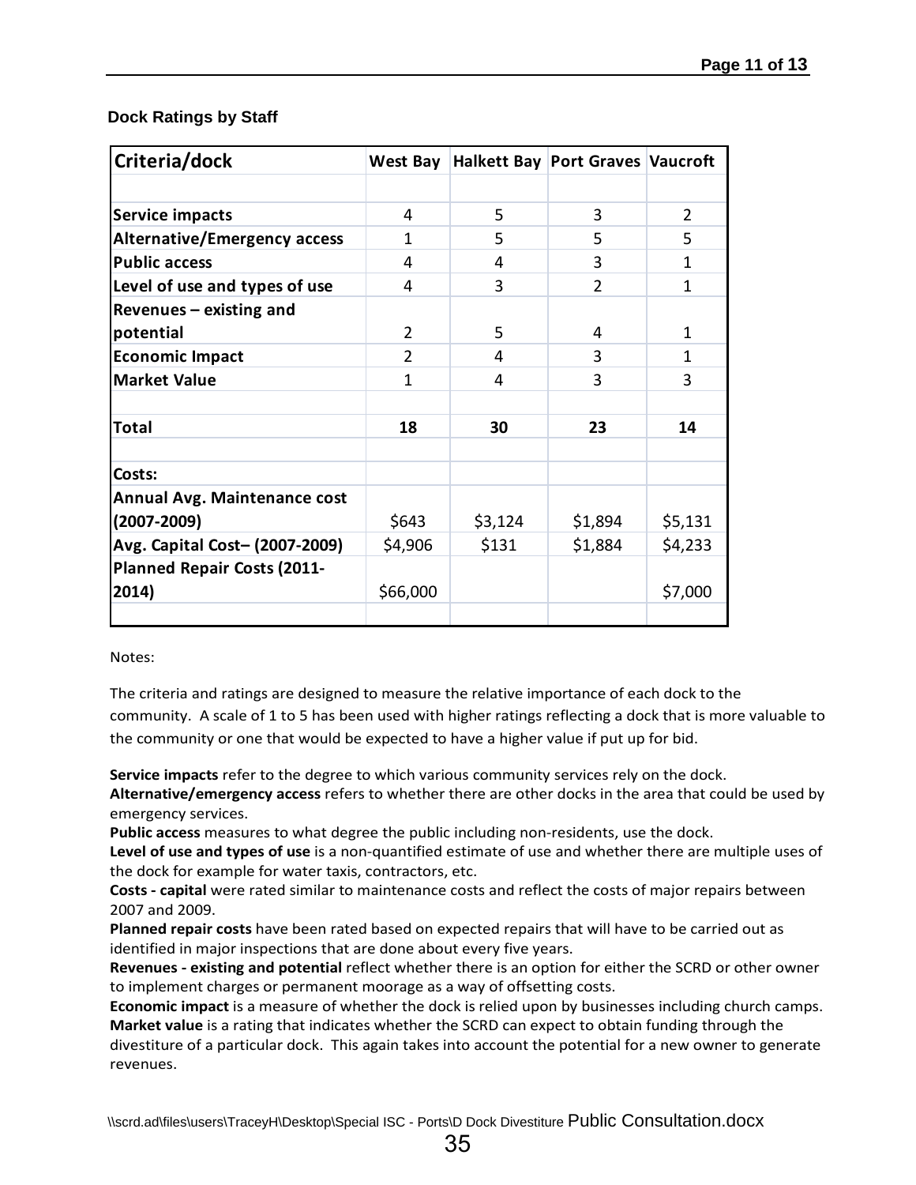### Dock Ratings by Staff

| Criteria/dock | West Bay | Halkett Bay | Port Graves | Vaucroft |
|---|---|---|---|---|
| | | | | |
| **Service impacts** | 4 | 5 | 3 | 2 |
| **Alternative/Emergency access** | 1 | 5 | 5 | 5 |
| **Public access** | 4 | 4 | 3 | 1 |
| **Level of use and types of use** | 4 | 3 | 2 | 1 |
| **Revenues – existing and potential** | 2 | 5 | 4 | 1 |
| **Economic Impact** | 2 | 4 | 3 | 1 |
| **Market Value** | 1 | 4 | 3 | 3 |
| | | | | |
| **Total** | **18** | **30** | **23** | **14** |
| | | | | |
| **Costs:** | | | | |
| **Annual Avg. Maintenance cost (2007-2009)** | $643 | $3,124 | $1,894 | $5,131 |
| **Avg. Capital Cost– (2007-2009)** | $4,906 | $131 | $1,884 | $4,233 |
| **Planned Repair Costs (2011-2014)** | $66,000 | | | $7,000 |

Notes:

The criteria and ratings are designed to measure the relative importance of each dock to the community. A scale of 1 to 5 has been used with higher ratings reflecting a dock that is more valuable to the community or one that would be expected to have a higher value if put up for bid.

**Service impacts** refer to the degree to which various community services rely on the dock.
**Alternative/emergency access** refers to whether there are other docks in the area that could be used by emergency services.
**Public access** measures to what degree the public including non-residents, use the dock.
**Level of use and types of use** is a non-quantified estimate of use and whether there are multiple uses of the dock for example for water taxis, contractors, etc.
**Costs - capital** were rated similar to maintenance costs and reflect the costs of major repairs between 2007 and 2009.
**Planned repair costs** have been rated based on expected repairs that will have to be carried out as identified in major inspections that are done about every five years.
**Revenues - existing and potential** reflect whether there is an option for either the SCRD or other owner to implement charges or permanent moorage as a way of offsetting costs.
**Economic impact** is a measure of whether the dock is relied upon by businesses including church camps.
**Market value** is a rating that indicates whether the SCRD can expect to obtain funding through the divestiture of a particular dock. This again takes into account the potential for a new owner to generate revenues.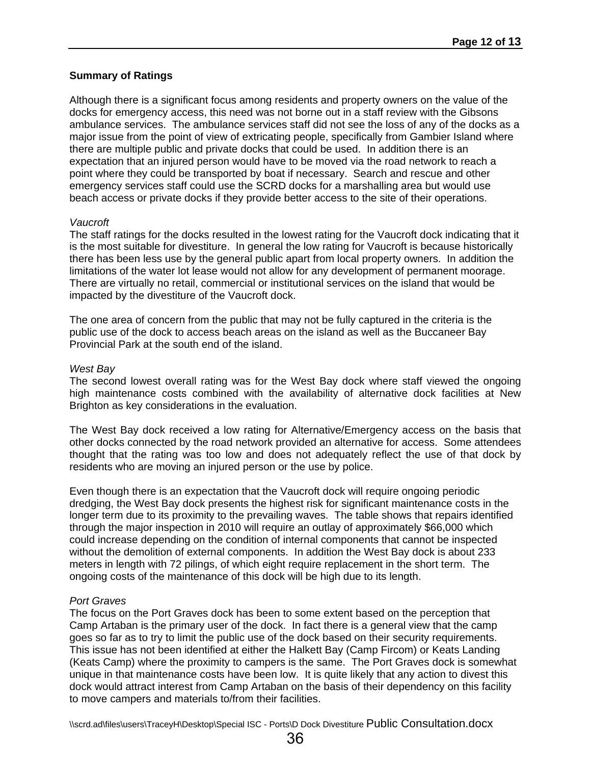**Summary of Ratings**

Although there is a significant focus among residents and property owners on the value of the docks for emergency access, this need was not borne out in a staff review with the Gibsons ambulance services. The ambulance services staff did not see the loss of any of the docks as a major issue from the point of view of extricating people, specifically from Gambier Island where there are multiple public and private docks that could be used. In addition there is an expectation that an injured person would have to be moved via the road network to reach a point where they could be transported by boat if necessary. Search and rescue and other emergency services staff could use the SCRD docks for a marshalling area but would use beach access or private docks if they provide better access to the site of their operations.

*Vaucroft*

The staff ratings for the docks resulted in the lowest rating for the Vaucroft dock indicating that it is the most suitable for divestiture. In general the low rating for Vaucroft is because historically there has been less use by the general public apart from local property owners. In addition the limitations of the water lot lease would not allow for any development of permanent moorage. There are virtually no retail, commercial or institutional services on the island that would be impacted by the divestiture of the Vaucroft dock.

The one area of concern from the public that may not be fully captured in the criteria is the public use of the dock to access beach areas on the island as well as the Buccaneer Bay Provincial Park at the south end of the island.

*West Bay*

The second lowest overall rating was for the West Bay dock where staff viewed the ongoing high maintenance costs combined with the availability of alternative dock facilities at New Brighton as key considerations in the evaluation.

The West Bay dock received a low rating for Alternative/Emergency access on the basis that other docks connected by the road network provided an alternative for access. Some attendees thought that the rating was too low and does not adequately reflect the use of that dock by residents who are moving an injured person or the use by police.

Even though there is an expectation that the Vaucroft dock will require ongoing periodic dredging, the West Bay dock presents the highest risk for significant maintenance costs in the longer term due to its proximity to the prevailing waves. The table shows that repairs identified through the major inspection in 2010 will require an outlay of approximately $66,000 which could increase depending on the condition of internal components that cannot be inspected without the demolition of external components. In addition the West Bay dock is about 233 meters in length with 72 pilings, of which eight require replacement in the short term. The ongoing costs of the maintenance of this dock will be high due to its length.

*Port Graves*

The focus on the Port Graves dock has been to some extent based on the perception that Camp Artaban is the primary user of the dock. In fact there is a general view that the camp goes so far as to try to limit the public use of the dock based on their security requirements. This issue has not been identified at either the Halkett Bay (Camp Fircom) or Keats Landing (Keats Camp) where the proximity to campers is the same. The Port Graves dock is somewhat unique in that maintenance costs have been low. It is quite likely that any action to divest this dock would attract interest from Camp Artaban on the basis of their dependency on this facility to move campers and materials to/from their facilities.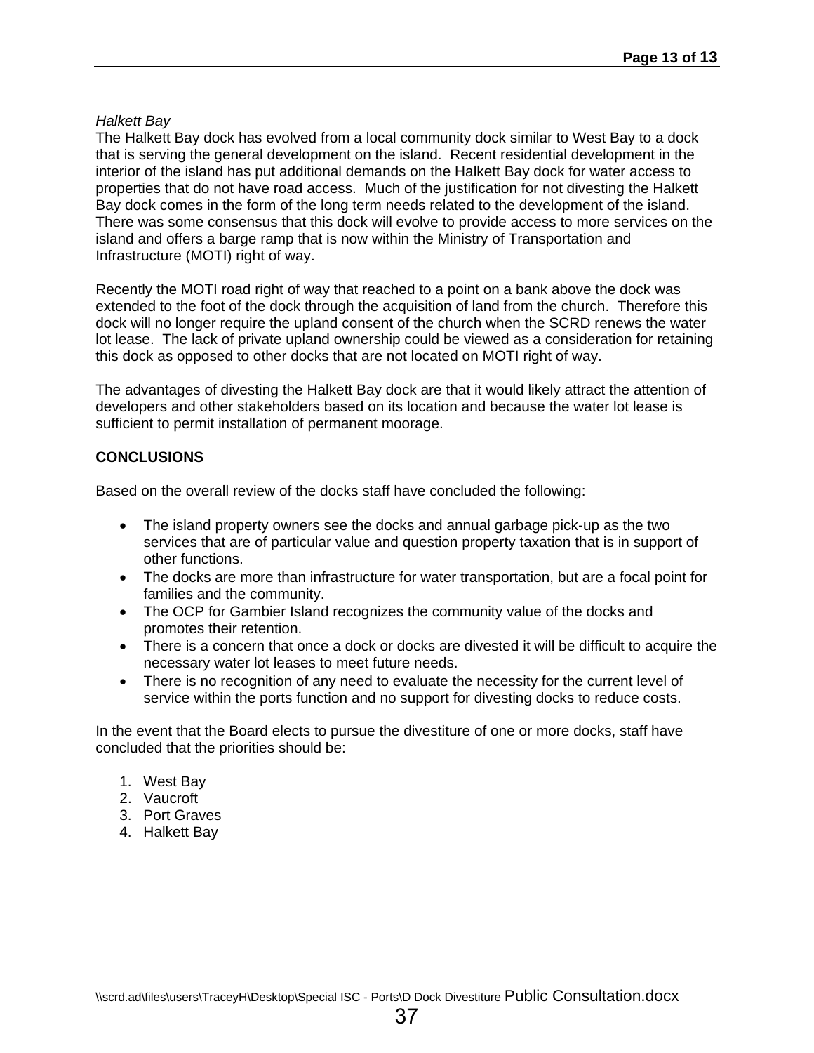*Halkett Bay*
The Halkett Bay dock has evolved from a local community dock similar to West Bay to a dock that is serving the general development on the island. Recent residential development in the interior of the island has put additional demands on the Halkett Bay dock for water access to properties that do not have road access. Much of the justification for not divesting the Halkett Bay dock comes in the form of the long term needs related to the development of the island. There was some consensus that this dock will evolve to provide access to more services on the island and offers a barge ramp that is now within the Ministry of Transportation and Infrastructure (MOTI) right of way.

Recently the MOTI road right of way that reached to a point on a bank above the dock was extended to the foot of the dock through the acquisition of land from the church. Therefore this dock will no longer require the upland consent of the church when the SCRD renews the water lot lease. The lack of private upland ownership could be viewed as a consideration for retaining this dock as opposed to other docks that are not located on MOTI right of way.

The advantages of divesting the Halkett Bay dock are that it would likely attract the attention of developers and other stakeholders based on its location and because the water lot lease is sufficient to permit installation of permanent moorage.

**CONCLUSIONS**

Based on the overall review of the docks staff have concluded the following:

- The island property owners see the docks and annual garbage pick-up as the two services that are of particular value and question property taxation that is in support of other functions.
- The docks are more than infrastructure for water transportation, but are a focal point for families and the community.
- The OCP for Gambier Island recognizes the community value of the docks and promotes their retention.
- There is a concern that once a dock or docks are divested it will be difficult to acquire the necessary water lot leases to meet future needs.
- There is no recognition of any need to evaluate the necessity for the current level of service within the ports function and no support for divesting docks to reduce costs.

In the event that the Board elects to pursue the divestiture of one or more docks, staff have concluded that the priorities should be:

1. West Bay
2. Vaucroft
3. Port Graves
4. Halkett Bay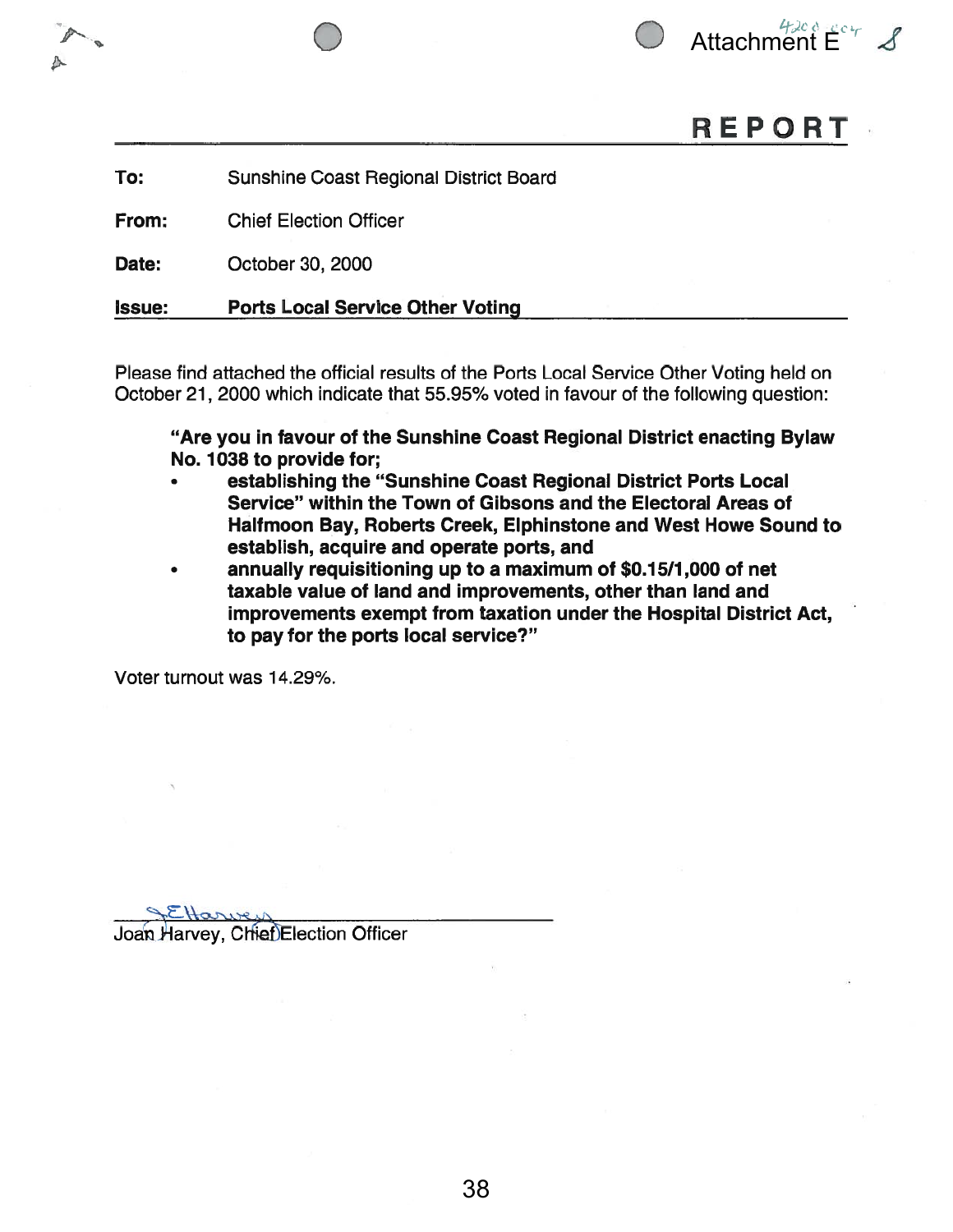Attachment E

# REPORT

**To:** Sunshine Coast Regional District Board

**From:** Chief Election Officer

**Date:** October 30, 2000

**Issue:** **Ports Local Service Other Voting**

Please find attached the official results of the Ports Local Service Other Voting held on October 21, 2000 which indicate that 55.95% voted in favour of the following question:

> **"Are you in favour of the Sunshine Coast Regional District enacting Bylaw No. 1038 to provide for;**
>
> - **establishing the "Sunshine Coast Regional District Ports Local Service" within the Town of Gibsons and the Electoral Areas of Halfmoon Bay, Roberts Creek, Elphinstone and West Howe Sound to establish, acquire and operate ports, and**
> - **annually requisitioning up to a maximum of $0.15/1,000 of net taxable value of land and improvements, other than land and improvements exempt from taxation under the Hospital District Act, to pay for the ports local service?"**

Voter turnout was 14.29%.

Joan Harvey, Chief Election Officer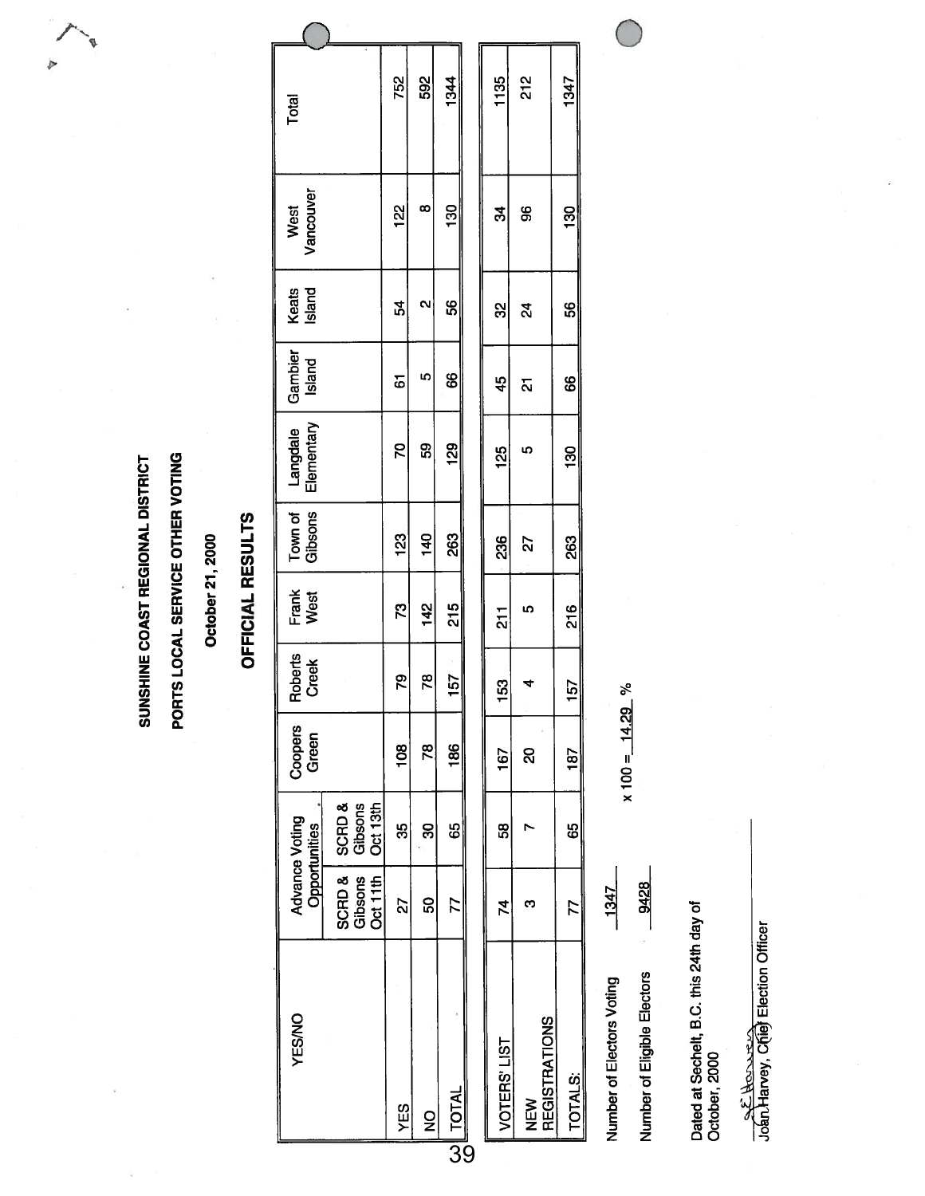# SUNSHINE COAST REGIONAL DISTRICT

## PORTS LOCAL SERVICE OTHER VOTING

October 21, 2000

## OFFICIAL RESULTS

| YES/NO | Advance Voting Opportunities | | Coopers Green | Roberts Creek | Frank West | Town of Gibsons | Langdale Elementary | Gambier Island | Keats Island | West Vancouver | Total |
|---|---|---|---|---|---|---|---|---|---|---|---|
| | SCRD & Gibsons Oct 11th | SCRD & Gibsons Oct 13th | | | | | | | | | |
| YES | 27 | 35 | 108 | 79 | 73 | 123 | 70 | 61 | 54 | 122 | 752 |
| NO | 50 | 30 | 78 | 78 | 142 | 140 | 59 | 5 | 2 | 8 | 592 |
| TOTAL | 77 | 65 | 186 | 157 | 215 | 263 | 129 | 66 | 56 | 130 | 1344 |

| | | | | | | | | | | | |
|---|---|---|---|---|---|---|---|---|---|---|---|
| VOTERS' LIST | 74 | 58 | 167 | 153 | 211 | 236 | 125 | 45 | 32 | 34 | 1135 |
| NEW REGISTRATIONS | 3 | 7 | 20 | 4 | 5 | 27 | 5 | 21 | 24 | 96 | 212 |
| TOTALS: | 77 | 65 | 187 | 157 | 216 | 263 | 130 | 66 | 56 | 130 | 1347 |

Number of Electors Voting 1347

Number of Eligible Electors 9428

x 100 = 14.29 %

Dated at Sechelt, B.C. this 24th day of October, 2000

Joan Harvey, Chief Election Officer